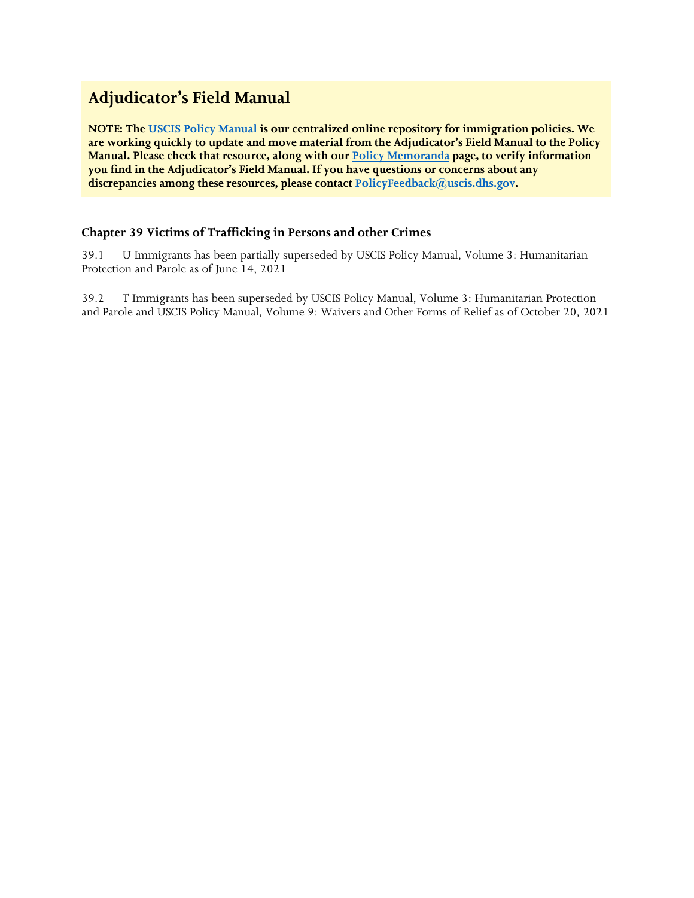# Adjudicator's Field Manual

**NOTE: The [USCIS Policy Manual](#) is our centralized online repository for immigration policies. We are working quickly to update and move material from the Adjudicator's Field Manual to the Policy Manual. Please check that resource, along with our [Policy Memoranda](#) page, to verify information you find in the Adjudicator's Field Manual. If you have questions or concerns about any discrepancies among these resources, please contact [PolicyFeedback@uscis.dhs.gov](mailto:PolicyFeedback@uscis.dhs.gov).**

### Chapter 39 Victims of Trafficking in Persons and other Crimes

39.1 U Immigrants has been partially superseded by USCIS Policy Manual, Volume 3: Humanitarian Protection and Parole as of June 14, 2021

39.2 T Immigrants has been superseded by USCIS Policy Manual, Volume 3: Humanitarian Protection and Parole and USCIS Policy Manual, Volume 9: Waivers and Other Forms of Relief as of October 20, 2021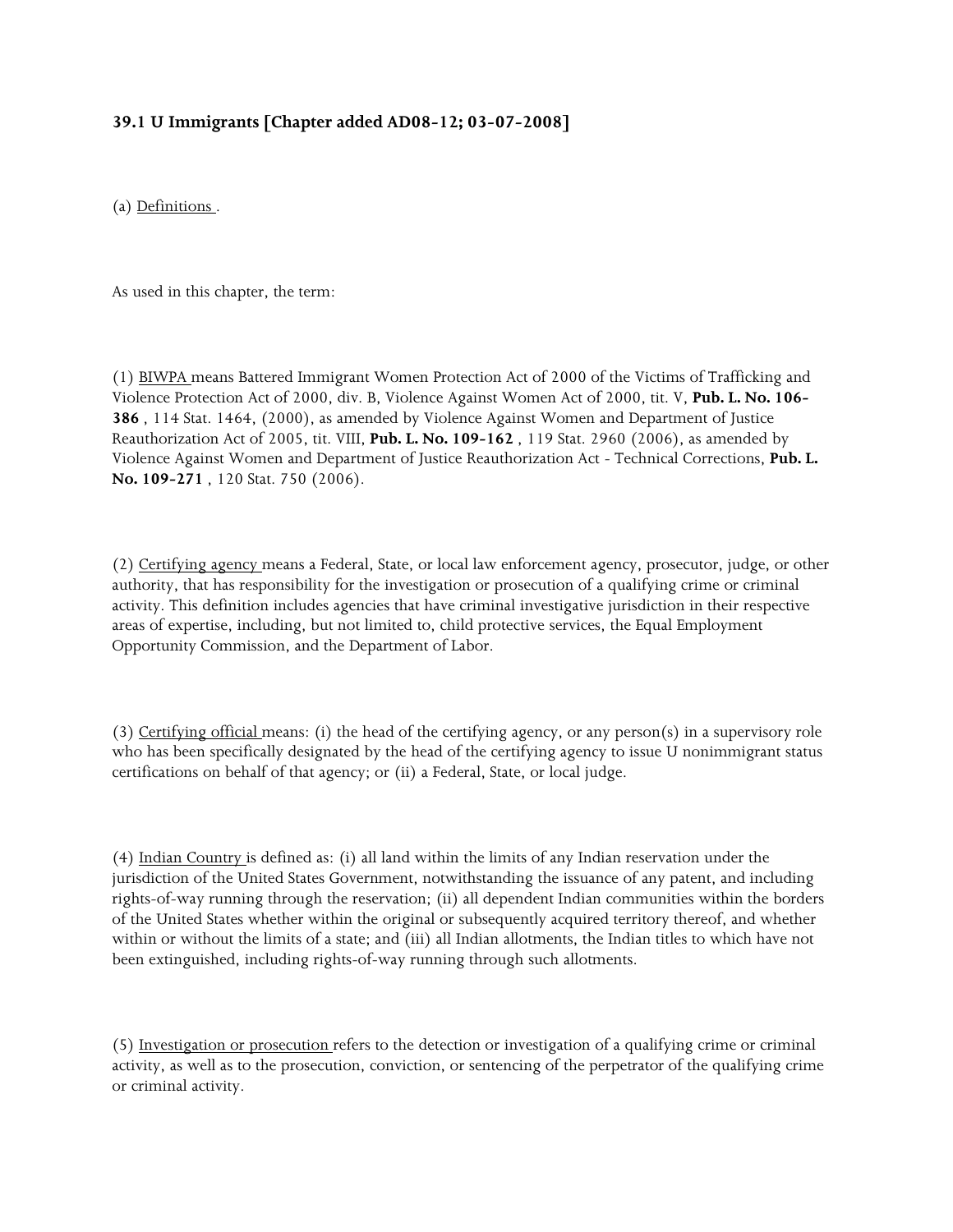**39.1 U Immigrants [Chapter added AD08-12; 03-07-2008]**

(a) Definitions .

As used in this chapter, the term:

(1) BIWPA means Battered Immigrant Women Protection Act of 2000 of the Victims of Trafficking and Violence Protection Act of 2000, div. B, Violence Against Women Act of 2000, tit. V, **Pub. L. No. 106-386** , 114 Stat. 1464, (2000), as amended by Violence Against Women and Department of Justice Reauthorization Act of 2005, tit. VIII, **Pub. L. No. 109-162** , 119 Stat. 2960 (2006), as amended by Violence Against Women and Department of Justice Reauthorization Act - Technical Corrections, **Pub. L. No. 109-271** , 120 Stat. 750 (2006).

(2) Certifying agency means a Federal, State, or local law enforcement agency, prosecutor, judge, or other authority, that has responsibility for the investigation or prosecution of a qualifying crime or criminal activity. This definition includes agencies that have criminal investigative jurisdiction in their respective areas of expertise, including, but not limited to, child protective services, the Equal Employment Opportunity Commission, and the Department of Labor.

(3) Certifying official means: (i) the head of the certifying agency, or any person(s) in a supervisory role who has been specifically designated by the head of the certifying agency to issue U nonimmigrant status certifications on behalf of that agency; or (ii) a Federal, State, or local judge.

(4) Indian Country is defined as: (i) all land within the limits of any Indian reservation under the jurisdiction of the United States Government, notwithstanding the issuance of any patent, and including rights-of-way running through the reservation; (ii) all dependent Indian communities within the borders of the United States whether within the original or subsequently acquired territory thereof, and whether within or without the limits of a state; and (iii) all Indian allotments, the Indian titles to which have not been extinguished, including rights-of-way running through such allotments.

(5) Investigation or prosecution refers to the detection or investigation of a qualifying crime or criminal activity, as well as to the prosecution, conviction, or sentencing of the perpetrator of the qualifying crime or criminal activity.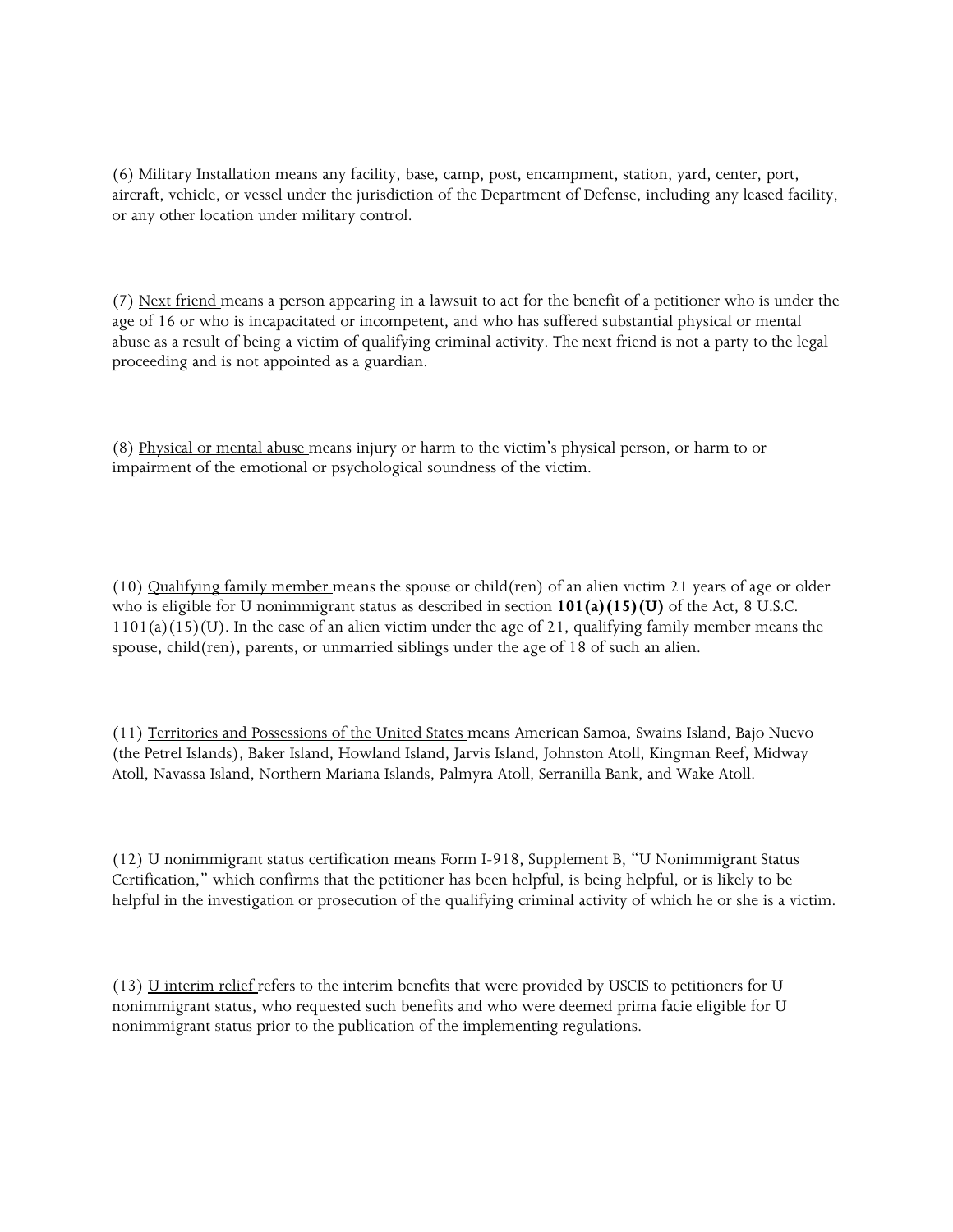(6) <u>Military Installation</u> means any facility, base, camp, post, encampment, station, yard, center, port, aircraft, vehicle, or vessel under the jurisdiction of the Department of Defense, including any leased facility, or any other location under military control.

(7) <u>Next friend</u> means a person appearing in a lawsuit to act for the benefit of a petitioner who is under the age of 16 or who is incapacitated or incompetent, and who has suffered substantial physical or mental abuse as a result of being a victim of qualifying criminal activity. The next friend is not a party to the legal proceeding and is not appointed as a guardian.

(8) <u>Physical or mental abuse</u> means injury or harm to the victim's physical person, or harm to or impairment of the emotional or psychological soundness of the victim.

(10) <u>Qualifying family member</u> means the spouse or child(ren) of an alien victim 21 years of age or older who is eligible for U nonimmigrant status as described in section **101(a)(15)(U)** of the Act, 8 U.S.C. 1101(a)(15)(U). In the case of an alien victim under the age of 21, qualifying family member means the spouse, child(ren), parents, or unmarried siblings under the age of 18 of such an alien.

(11) <u>Territories and Possessions of the United States</u> means American Samoa, Swains Island, Bajo Nuevo (the Petrel Islands), Baker Island, Howland Island, Jarvis Island, Johnston Atoll, Kingman Reef, Midway Atoll, Navassa Island, Northern Mariana Islands, Palmyra Atoll, Serranilla Bank, and Wake Atoll.

(12) <u>U nonimmigrant status certification</u> means Form I-918, Supplement B, "U Nonimmigrant Status Certification," which confirms that the petitioner has been helpful, is being helpful, or is likely to be helpful in the investigation or prosecution of the qualifying criminal activity of which he or she is a victim.

(13) <u>U interim relief</u> refers to the interim benefits that were provided by USCIS to petitioners for U nonimmigrant status, who requested such benefits and who were deemed prima facie eligible for U nonimmigrant status prior to the publication of the implementing regulations.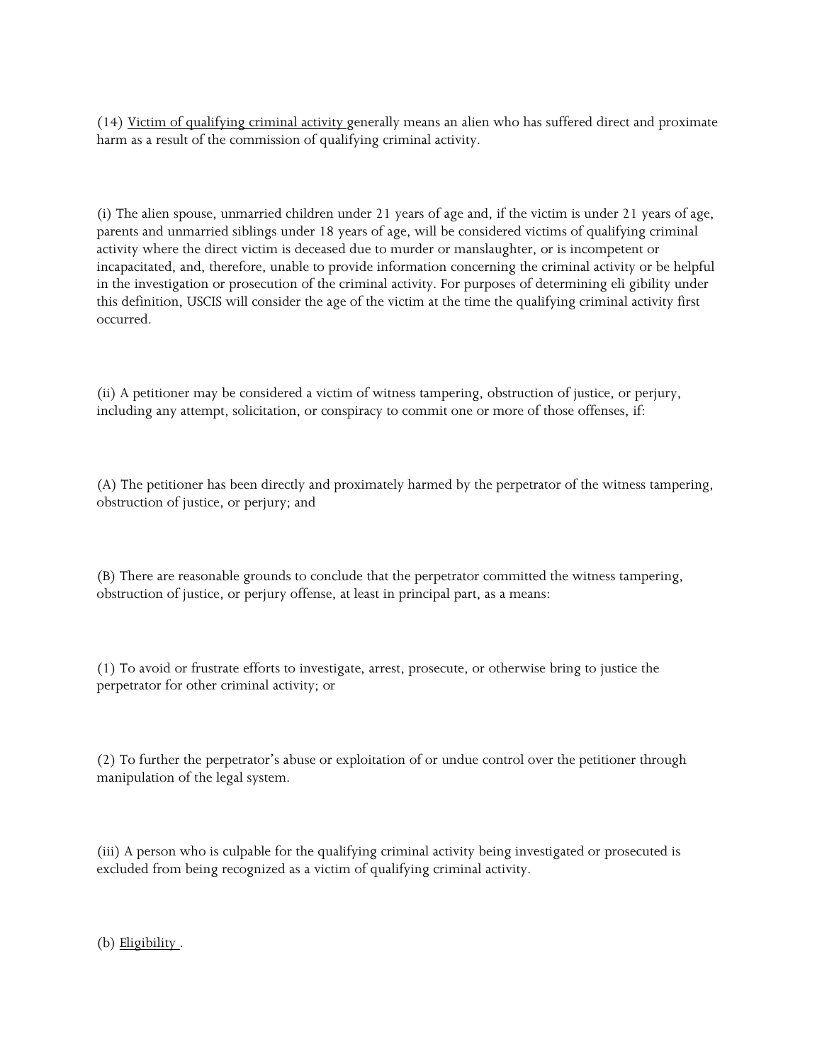(14) Victim of qualifying criminal activity generally means an alien who has suffered direct and proximate harm as a result of the commission of qualifying criminal activity.

(i) The alien spouse, unmarried children under 21 years of age and, if the victim is under 21 years of age, parents and unmarried siblings under 18 years of age, will be considered victims of qualifying criminal activity where the direct victim is deceased due to murder or manslaughter, or is incompetent or incapacitated, and, therefore, unable to provide information concerning the criminal activity or be helpful in the investigation or prosecution of the criminal activity. For purposes of determining eli gibility under this definition, USCIS will consider the age of the victim at the time the qualifying criminal activity first occurred.

(ii) A petitioner may be considered a victim of witness tampering, obstruction of justice, or perjury, including any attempt, solicitation, or conspiracy to commit one or more of those offenses, if:

(A) The petitioner has been directly and proximately harmed by the perpetrator of the witness tampering, obstruction of justice, or perjury; and

(B) There are reasonable grounds to conclude that the perpetrator committed the witness tampering, obstruction of justice, or perjury offense, at least in principal part, as a means:

(1) To avoid or frustrate efforts to investigate, arrest, prosecute, or otherwise bring to justice the perpetrator for other criminal activity; or

(2) To further the perpetrator's abuse or exploitation of or undue control over the petitioner through manipulation of the legal system.

(iii) A person who is culpable for the qualifying criminal activity being investigated or prosecuted is excluded from being recognized as a victim of qualifying criminal activity.

(b) Eligibility .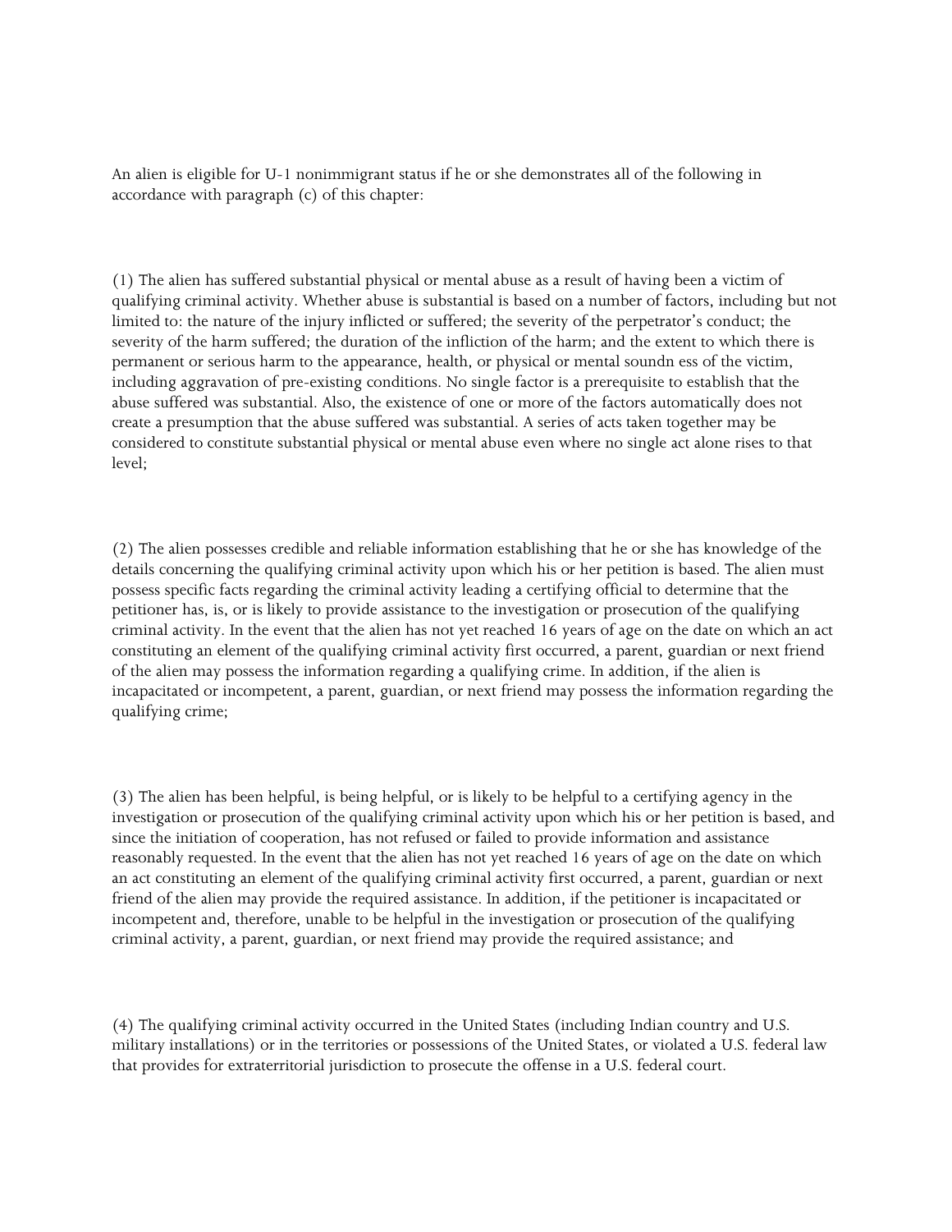An alien is eligible for U-1 nonimmigrant status if he or she demonstrates all of the following in accordance with paragraph (c) of this chapter:

(1) The alien has suffered substantial physical or mental abuse as a result of having been a victim of qualifying criminal activity. Whether abuse is substantial is based on a number of factors, including but not limited to: the nature of the injury inflicted or suffered; the severity of the perpetrator's conduct; the severity of the harm suffered; the duration of the infliction of the harm; and the extent to which there is permanent or serious harm to the appearance, health, or physical or mental soundn ess of the victim, including aggravation of pre-existing conditions. No single factor is a prerequisite to establish that the abuse suffered was substantial. Also, the existence of one or more of the factors automatically does not create a presumption that the abuse suffered was substantial. A series of acts taken together may be considered to constitute substantial physical or mental abuse even where no single act alone rises to that level;

(2) The alien possesses credible and reliable information establishing that he or she has knowledge of the details concerning the qualifying criminal activity upon which his or her petition is based. The alien must possess specific facts regarding the criminal activity leading a certifying official to determine that the petitioner has, is, or is likely to provide assistance to the investigation or prosecution of the qualifying criminal activity. In the event that the alien has not yet reached 16 years of age on the date on which an act constituting an element of the qualifying criminal activity first occurred, a parent, guardian or next friend of the alien may possess the information regarding a qualifying crime. In addition, if the alien is incapacitated or incompetent, a parent, guardian, or next friend may possess the information regarding the qualifying crime;

(3) The alien has been helpful, is being helpful, or is likely to be helpful to a certifying agency in the investigation or prosecution of the qualifying criminal activity upon which his or her petition is based, and since the initiation of cooperation, has not refused or failed to provide information and assistance reasonably requested. In the event that the alien has not yet reached 16 years of age on the date on which an act constituting an element of the qualifying criminal activity first occurred, a parent, guardian or next friend of the alien may provide the required assistance. In addition, if the petitioner is incapacitated or incompetent and, therefore, unable to be helpful in the investigation or prosecution of the qualifying criminal activity, a parent, guardian, or next friend may provide the required assistance; and

(4) The qualifying criminal activity occurred in the United States (including Indian country and U.S. military installations) or in the territories or possessions of the United States, or violated a U.S. federal law that provides for extraterritorial jurisdiction to prosecute the offense in a U.S. federal court.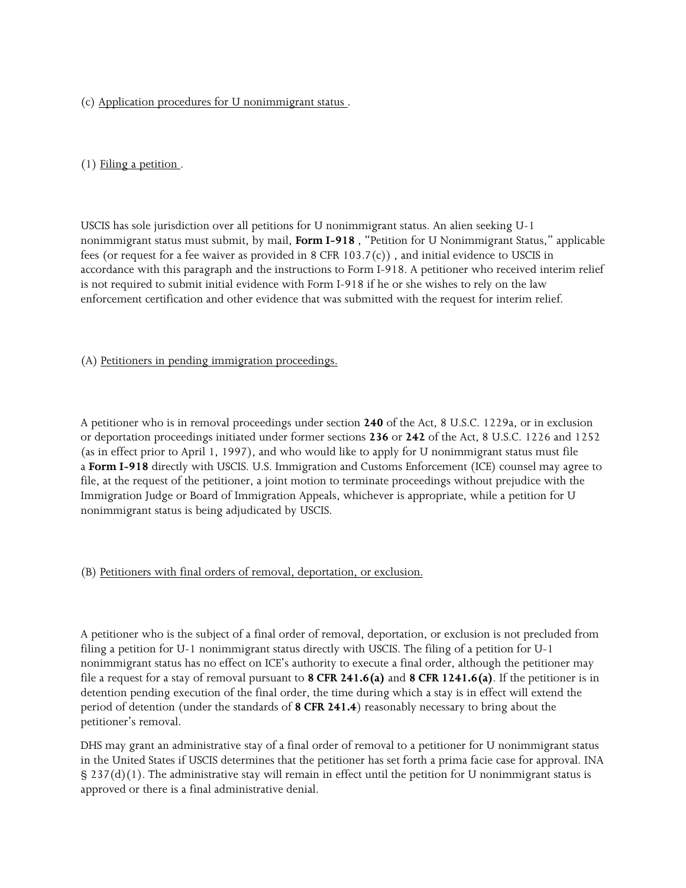(c) <u>Application procedures for U nonimmigrant status</u> .

(1) <u>Filing a petition</u> .

USCIS has sole jurisdiction over all petitions for U nonimmigrant status. An alien seeking U-1 nonimmigrant status must submit, by mail, **Form I-918** , "Petition for U Nonimmigrant Status," applicable fees (or request for a fee waiver as provided in 8 CFR 103.7(c)) , and initial evidence to USCIS in accordance with this paragraph and the instructions to Form I-918. A petitioner who received interim relief is not required to submit initial evidence with Form I-918 if he or she wishes to rely on the law enforcement certification and other evidence that was submitted with the request for interim relief.

(A) <u>Petitioners in pending immigration proceedings.</u>

A petitioner who is in removal proceedings under section **240** of the Act, 8 U.S.C. 1229a, or in exclusion or deportation proceedings initiated under former sections **236** or **242** of the Act, 8 U.S.C. 1226 and 1252 (as in effect prior to April 1, 1997), and who would like to apply for U nonimmigrant status must file a **Form I-918** directly with USCIS. U.S. Immigration and Customs Enforcement (ICE) counsel may agree to file, at the request of the petitioner, a joint motion to terminate proceedings without prejudice with the Immigration Judge or Board of Immigration Appeals, whichever is appropriate, while a petition for U nonimmigrant status is being adjudicated by USCIS.

(B) <u>Petitioners with final orders of removal, deportation, or exclusion.</u>

A petitioner who is the subject of a final order of removal, deportation, or exclusion is not precluded from filing a petition for U-1 nonimmigrant status directly with USCIS. The filing of a petition for U-1 nonimmigrant status has no effect on ICE's authority to execute a final order, although the petitioner may file a request for a stay of removal pursuant to **8 CFR 241.6(a)** and **8 CFR 1241.6(a)**. If the petitioner is in detention pending execution of the final order, the time during which a stay is in effect will extend the period of detention (under the standards of **8 CFR 241.4**) reasonably necessary to bring about the petitioner's removal.

DHS may grant an administrative stay of a final order of removal to a petitioner for U nonimmigrant status in the United States if USCIS determines that the petitioner has set forth a prima facie case for approval. INA § 237(d)(1). The administrative stay will remain in effect until the petition for U nonimmigrant status is approved or there is a final administrative denial.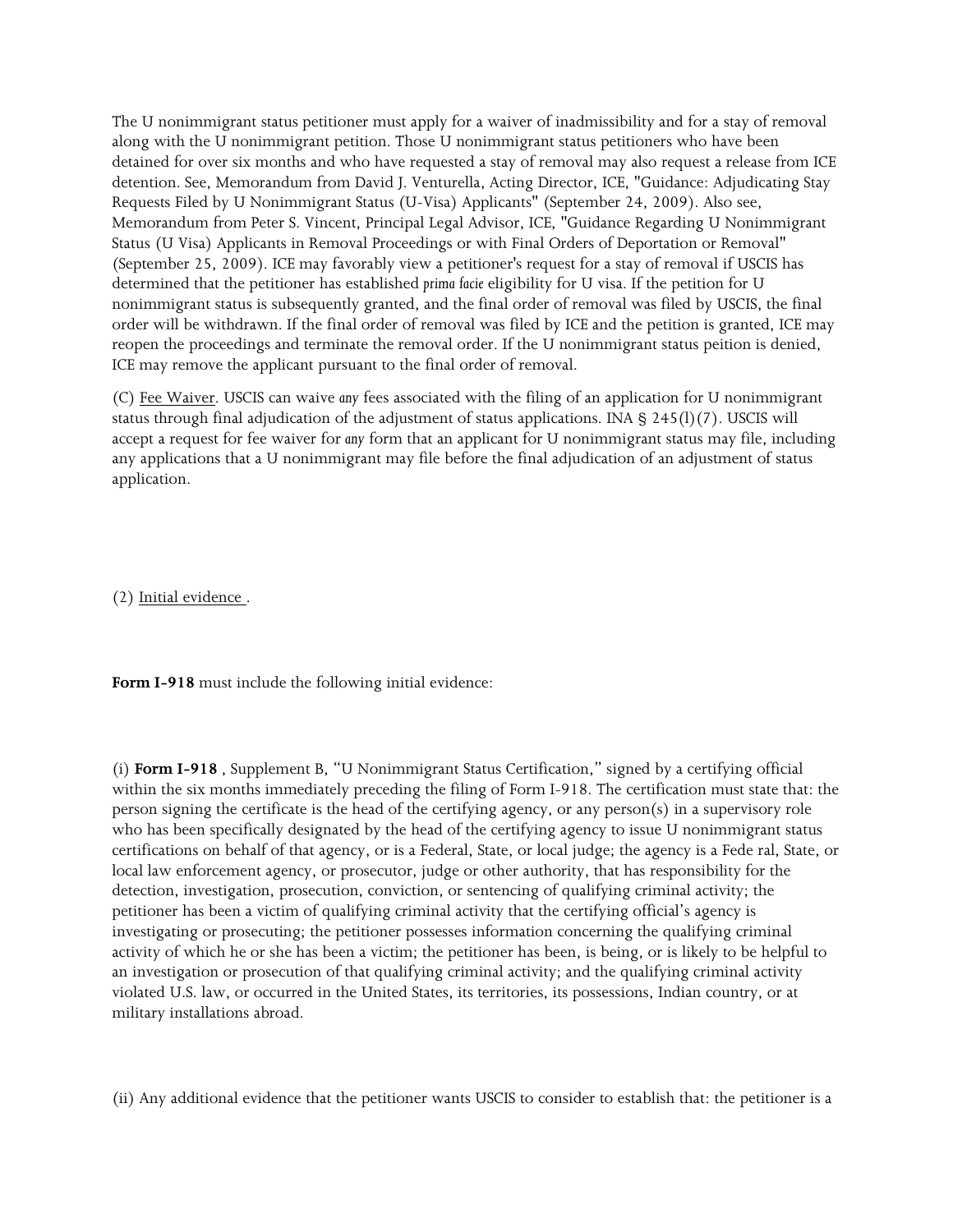The U nonimmigrant status petitioner must apply for a waiver of inadmissibility and for a stay of removal along with the U nonimmigrant petition. Those U nonimmigrant status petitioners who have been detained for over six months and who have requested a stay of removal may also request a release from ICE detention. See, Memorandum from David J. Venturella, Acting Director, ICE, "Guidance: Adjudicating Stay Requests Filed by U Nonimmigrant Status (U-Visa) Applicants" (September 24, 2009). Also see, Memorandum from Peter S. Vincent, Principal Legal Advisor, ICE, "Guidance Regarding U Nonimmigrant Status (U Visa) Applicants in Removal Proceedings or with Final Orders of Deportation or Removal" (September 25, 2009). ICE may favorably view a petitioner's request for a stay of removal if USCIS has determined that the petitioner has established *prima facie* eligibility for U visa. If the petition for U nonimmigrant status is subsequently granted, and the final order of removal was filed by USCIS, the final order will be withdrawn. If the final order of removal was filed by ICE and the petition is granted, ICE may reopen the proceedings and terminate the removal order. If the U nonimmigrant status peition is denied, ICE may remove the applicant pursuant to the final order of removal.

(C) Fee Waiver. USCIS can waive *any* fees associated with the filing of an application for U nonimmigrant status through final adjudication of the adjustment of status applications. INA § 245(l)(7). USCIS will accept a request for fee waiver for *any* form that an applicant for U nonimmigrant status may file, including any applications that a U nonimmigrant may file before the final adjudication of an adjustment of status application.

(2) Initial evidence .

**Form I-918** must include the following initial evidence:

(i) **Form I-918** , Supplement B, "U Nonimmigrant Status Certification," signed by a certifying official within the six months immediately preceding the filing of Form I-918. The certification must state that: the person signing the certificate is the head of the certifying agency, or any person(s) in a supervisory role who has been specifically designated by the head of the certifying agency to issue U nonimmigrant status certifications on behalf of that agency, or is a Federal, State, or local judge; the agency is a Fede ral, State, or local law enforcement agency, or prosecutor, judge or other authority, that has responsibility for the detection, investigation, prosecution, conviction, or sentencing of qualifying criminal activity; the petitioner has been a victim of qualifying criminal activity that the certifying official's agency is investigating or prosecuting; the petitioner possesses information concerning the qualifying criminal activity of which he or she has been a victim; the petitioner has been, is being, or is likely to be helpful to an investigation or prosecution of that qualifying criminal activity; and the qualifying criminal activity violated U.S. law, or occurred in the United States, its territories, its possessions, Indian country, or at military installations abroad.

(ii) Any additional evidence that the petitioner wants USCIS to consider to establish that: the petitioner is a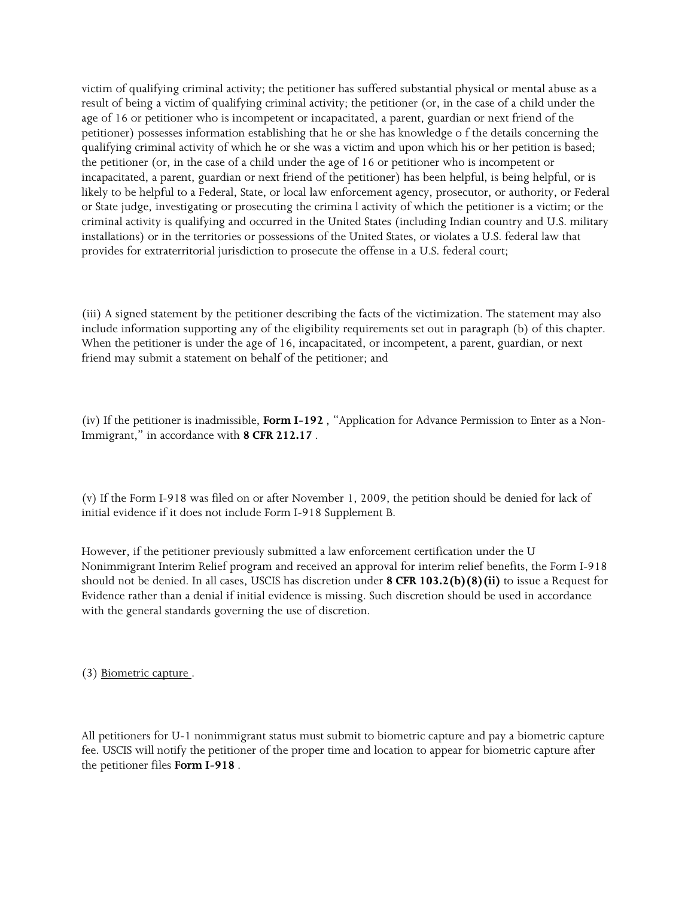victim of qualifying criminal activity; the petitioner has suffered substantial physical or mental abuse as a result of being a victim of qualifying criminal activity; the petitioner (or, in the case of a child under the age of 16 or petitioner who is incompetent or incapacitated, a parent, guardian or next friend of the petitioner) possesses information establishing that he or she has knowledge o f the details concerning the qualifying criminal activity of which he or she was a victim and upon which his or her petition is based; the petitioner (or, in the case of a child under the age of 16 or petitioner who is incompetent or incapacitated, a parent, guardian or next friend of the petitioner) has been helpful, is being helpful, or is likely to be helpful to a Federal, State, or local law enforcement agency, prosecutor, or authority, or Federal or State judge, investigating or prosecuting the crimina l activity of which the petitioner is a victim; or the criminal activity is qualifying and occurred in the United States (including Indian country and U.S. military installations) or in the territories or possessions of the United States, or violates a U.S. federal law that provides for extraterritorial jurisdiction to prosecute the offense in a U.S. federal court;

(iii) A signed statement by the petitioner describing the facts of the victimization. The statement may also include information supporting any of the eligibility requirements set out in paragraph (b) of this chapter. When the petitioner is under the age of 16, incapacitated, or incompetent, a parent, guardian, or next friend may submit a statement on behalf of the petitioner; and

(iv) If the petitioner is inadmissible, **Form I-192** , "Application for Advance Permission to Enter as a Non-Immigrant," in accordance with **8 CFR 212.17** .

(v) If the Form I-918 was filed on or after November 1, 2009, the petition should be denied for lack of initial evidence if it does not include Form I-918 Supplement B.

However, if the petitioner previously submitted a law enforcement certification under the U Nonimmigrant Interim Relief program and received an approval for interim relief benefits, the Form I-918 should not be denied. In all cases, USCIS has discretion under **8 CFR 103.2(b)(8)(ii)** to issue a Request for Evidence rather than a denial if initial evidence is missing. Such discretion should be used in accordance with the general standards governing the use of discretion.

(3) <u>Biometric capture</u> .

All petitioners for U-1 nonimmigrant status must submit to biometric capture and pay a biometric capture fee. USCIS will notify the petitioner of the proper time and location to appear for biometric capture after the petitioner files **Form I-918** .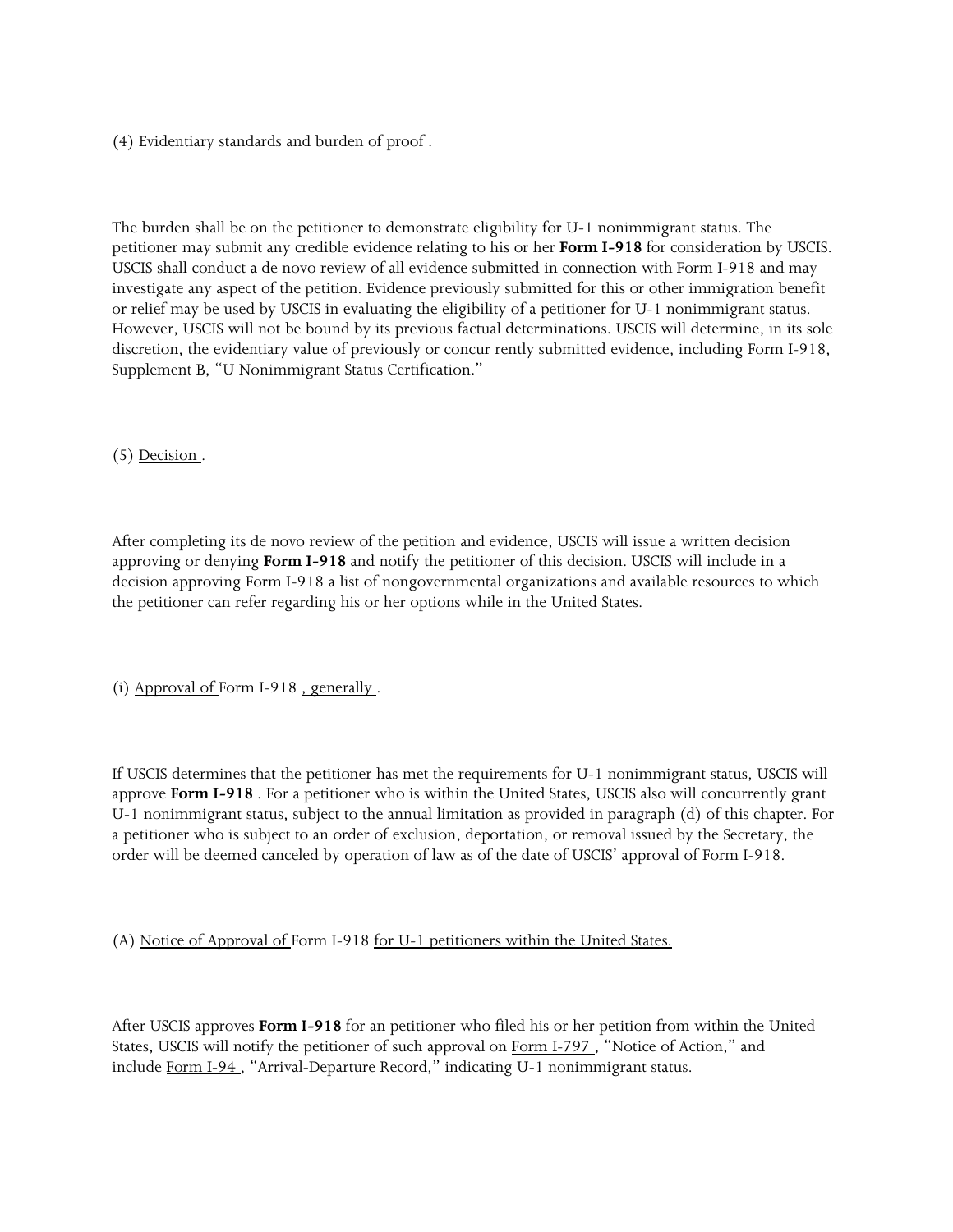(4) Evidentiary standards and burden of proof .

The burden shall be on the petitioner to demonstrate eligibility for U-1 nonimmigrant status. The petitioner may submit any credible evidence relating to his or her **Form I-918** for consideration by USCIS. USCIS shall conduct a de novo review of all evidence submitted in connection with Form I-918 and may investigate any aspect of the petition. Evidence previously submitted for this or other immigration benefit or relief may be used by USCIS in evaluating the eligibility of a petitioner for U-1 nonimmigrant status. However, USCIS will not be bound by its previous factual determinations. USCIS will determine, in its sole discretion, the evidentiary value of previously or concur rently submitted evidence, including Form I-918, Supplement B, "U Nonimmigrant Status Certification."

(5) Decision .

After completing its de novo review of the petition and evidence, USCIS will issue a written decision approving or denying **Form I-918** and notify the petitioner of this decision. USCIS will include in a decision approving Form I-918 a list of nongovernmental organizations and available resources to which the petitioner can refer regarding his or her options while in the United States.

(i) Approval of Form I-918 , generally .

If USCIS determines that the petitioner has met the requirements for U-1 nonimmigrant status, USCIS will approve **Form I-918** . For a petitioner who is within the United States, USCIS also will concurrently grant U-1 nonimmigrant status, subject to the annual limitation as provided in paragraph (d) of this chapter. For a petitioner who is subject to an order of exclusion, deportation, or removal issued by the Secretary, the order will be deemed canceled by operation of law as of the date of USCIS' approval of Form I-918.

(A) Notice of Approval of Form I-918 for U-1 petitioners within the United States.

After USCIS approves **Form I-918** for an petitioner who filed his or her petition from within the United States, USCIS will notify the petitioner of such approval on Form I-797 , "Notice of Action," and include Form I-94 , "Arrival-Departure Record," indicating U-1 nonimmigrant status.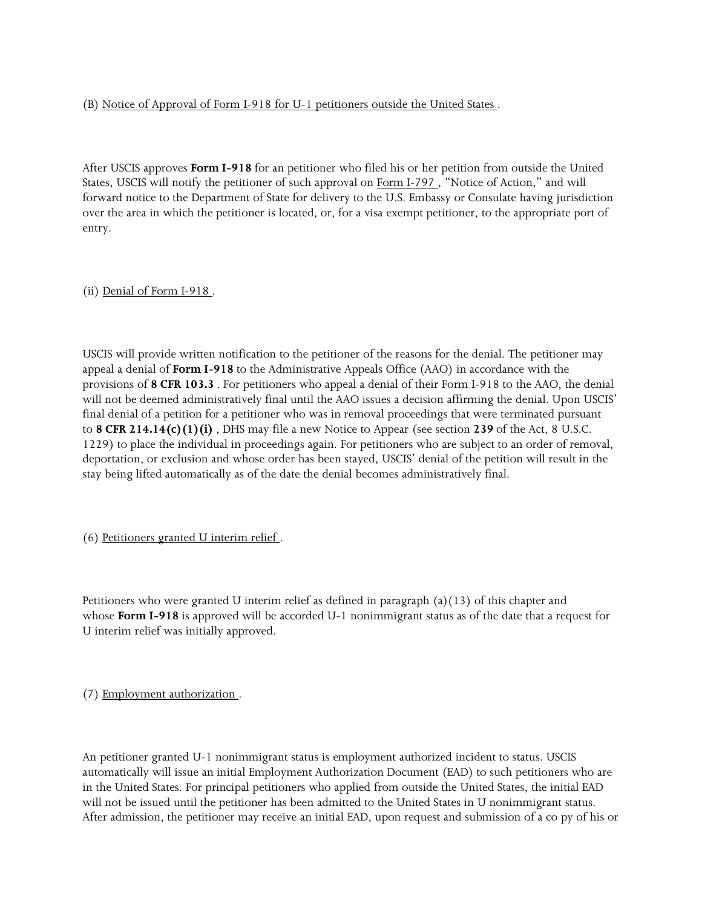(B) Notice of Approval of Form I-918 for U-1 petitioners outside the United States .

After USCIS approves **Form I-918** for an petitioner who filed his or her petition from outside the United States, USCIS will notify the petitioner of such approval on Form I-797 , "Notice of Action," and will forward notice to the Department of State for delivery to the U.S. Embassy or Consulate having jurisdiction over the area in which the petitioner is located, or, for a visa exempt petitioner, to the appropriate port of entry.

(ii) Denial of Form I-918 .

USCIS will provide written notification to the petitioner of the reasons for the denial. The petitioner may appeal a denial of **Form I-918** to the Administrative Appeals Office (AAO) in accordance with the provisions of **8 CFR 103.3** . For petitioners who appeal a denial of their Form I-918 to the AAO, the denial will not be deemed administratively final until the AAO issues a decision affirming the denial. Upon USCIS' final denial of a petition for a petitioner who was in removal proceedings that were terminated pursuant to **8 CFR 214.14(c)(1)(i)** , DHS may file a new Notice to Appear (see section **239** of the Act, 8 U.S.C. 1229) to place the individual in proceedings again. For petitioners who are subject to an order of removal, deportation, or exclusion and whose order has been stayed, USCIS' denial of the petition will result in the stay being lifted automatically as of the date the denial becomes administratively final.

(6) Petitioners granted U interim relief .

Petitioners who were granted U interim relief as defined in paragraph (a)(13) of this chapter and whose **Form I-918** is approved will be accorded U-1 nonimmigrant status as of the date that a request for U interim relief was initially approved.

(7) Employment authorization .

An petitioner granted U-1 nonimmigrant status is employment authorized incident to status. USCIS automatically will issue an initial Employment Authorization Document (EAD) to such petitioners who are in the United States. For principal petitioners who applied from outside the United States, the initial EAD will not be issued until the petitioner has been admitted to the United States in U nonimmigrant status. After admission, the petitioner may receive an initial EAD, upon request and submission of a co py of his or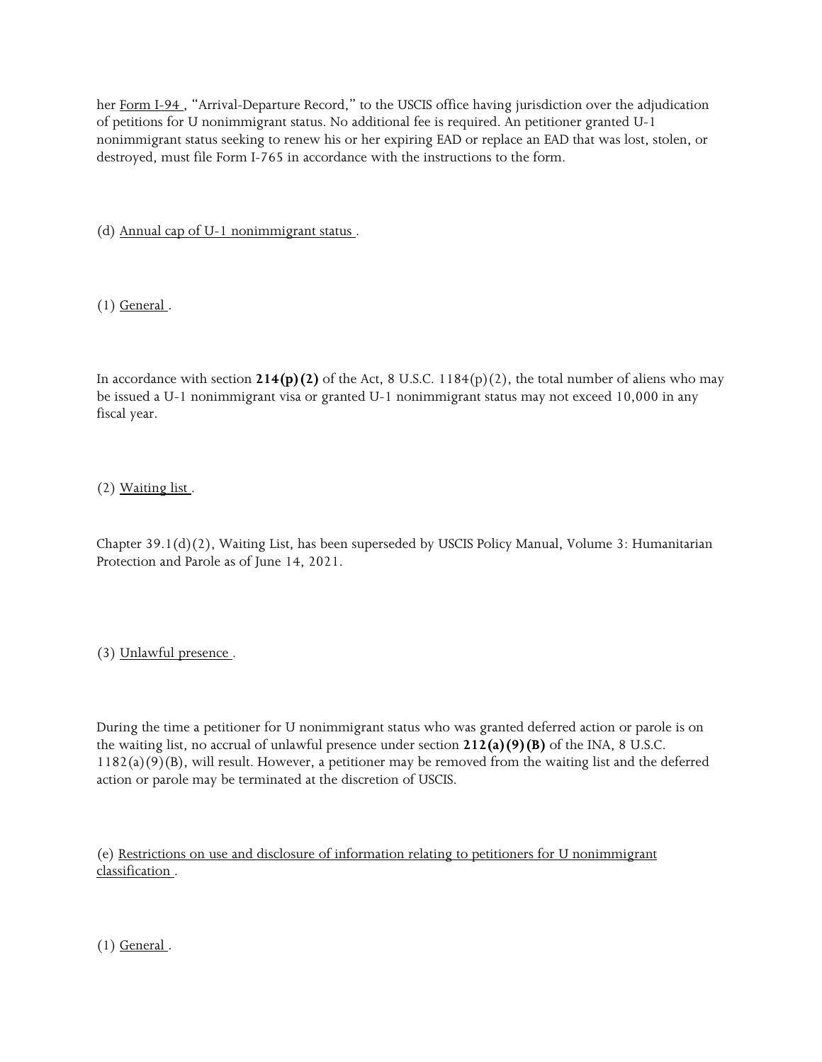her Form I-94, "Arrival-Departure Record," to the USCIS office having jurisdiction over the adjudication of petitions for U nonimmigrant status. No additional fee is required. An petitioner granted U-1 nonimmigrant status seeking to renew his or her expiring EAD or replace an EAD that was lost, stolen, or destroyed, must file Form I-765 in accordance with the instructions to the form.

(d) Annual cap of U-1 nonimmigrant status.

(1) General.

In accordance with section **214(p)(2)** of the Act, 8 U.S.C. 1184(p)(2), the total number of aliens who may be issued a U-1 nonimmigrant visa or granted U-1 nonimmigrant status may not exceed 10,000 in any fiscal year.

(2) Waiting list.

Chapter 39.1(d)(2), Waiting List, has been superseded by USCIS Policy Manual, Volume 3: Humanitarian Protection and Parole as of June 14, 2021.

(3) Unlawful presence.

During the time a petitioner for U nonimmigrant status who was granted deferred action or parole is on the waiting list, no accrual of unlawful presence under section **212(a)(9)(B)** of the INA, 8 U.S.C. 1182(a)(9)(B), will result. However, a petitioner may be removed from the waiting list and the deferred action or parole may be terminated at the discretion of USCIS.

(e) Restrictions on use and disclosure of information relating to petitioners for U nonimmigrant classification.

(1) General.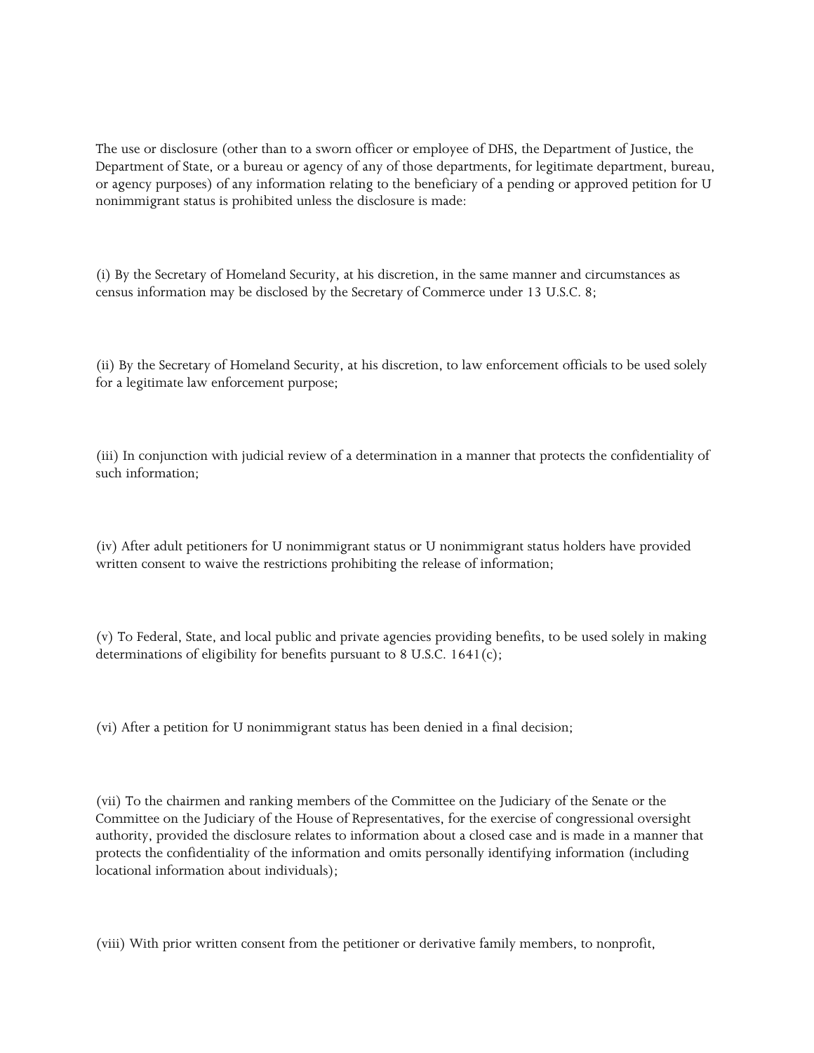The use or disclosure (other than to a sworn officer or employee of DHS, the Department of Justice, the Department of State, or a bureau or agency of any of those departments, for legitimate department, bureau, or agency purposes) of any information relating to the beneficiary of a pending or approved petition for U nonimmigrant status is prohibited unless the disclosure is made:

(i) By the Secretary of Homeland Security, at his discretion, in the same manner and circumstances as census information may be disclosed by the Secretary of Commerce under 13 U.S.C. 8;

(ii) By the Secretary of Homeland Security, at his discretion, to law enforcement officials to be used solely for a legitimate law enforcement purpose;

(iii) In conjunction with judicial review of a determination in a manner that protects the confidentiality of such information;

(iv) After adult petitioners for U nonimmigrant status or U nonimmigrant status holders have provided written consent to waive the restrictions prohibiting the release of information;

(v) To Federal, State, and local public and private agencies providing benefits, to be used solely in making determinations of eligibility for benefits pursuant to 8 U.S.C. 1641(c);

(vi) After a petition for U nonimmigrant status has been denied in a final decision;

(vii) To the chairmen and ranking members of the Committee on the Judiciary of the Senate or the Committee on the Judiciary of the House of Representatives, for the exercise of congressional oversight authority, provided the disclosure relates to information about a closed case and is made in a manner that protects the confidentiality of the information and omits personally identifying information (including locational information about individuals);

(viii) With prior written consent from the petitioner or derivative family members, to nonprofit,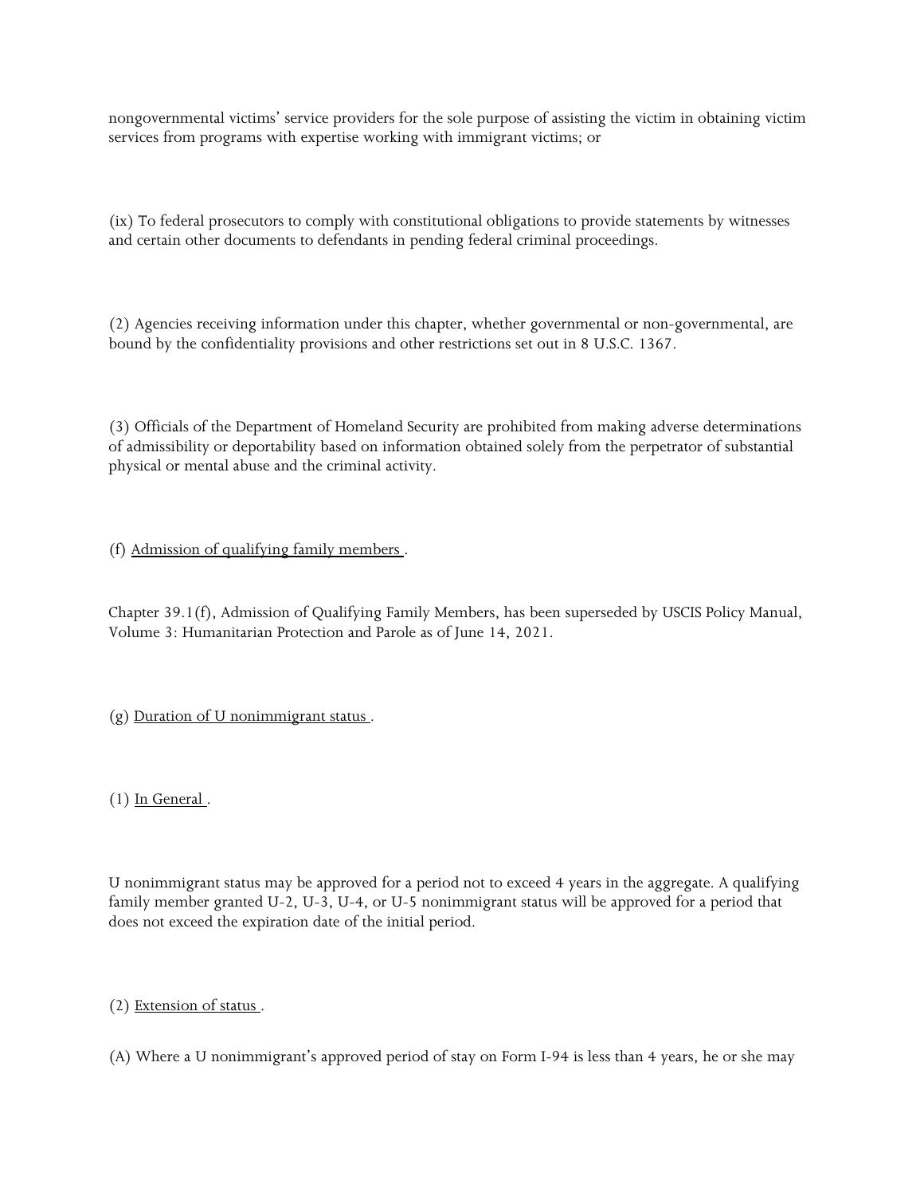nongovernmental victims' service providers for the sole purpose of assisting the victim in obtaining victim services from programs with expertise working with immigrant victims; or

(ix) To federal prosecutors to comply with constitutional obligations to provide statements by witnesses and certain other documents to defendants in pending federal criminal proceedings.

(2) Agencies receiving information under this chapter, whether governmental or non-governmental, are bound by the confidentiality provisions and other restrictions set out in 8 U.S.C. 1367.

(3) Officials of the Department of Homeland Security are prohibited from making adverse determinations of admissibility or deportability based on information obtained solely from the perpetrator of substantial physical or mental abuse and the criminal activity.

(f) Admission of qualifying family members .

Chapter 39.1(f), Admission of Qualifying Family Members, has been superseded by USCIS Policy Manual, Volume 3: Humanitarian Protection and Parole as of June 14, 2021.

(g) Duration of U nonimmigrant status .

(1) In General .

U nonimmigrant status may be approved for a period not to exceed 4 years in the aggregate. A qualifying family member granted U-2, U-3, U-4, or U-5 nonimmigrant status will be approved for a period that does not exceed the expiration date of the initial period.

(2) Extension of status .

(A) Where a U nonimmigrant's approved period of stay on Form I-94 is less than 4 years, he or she may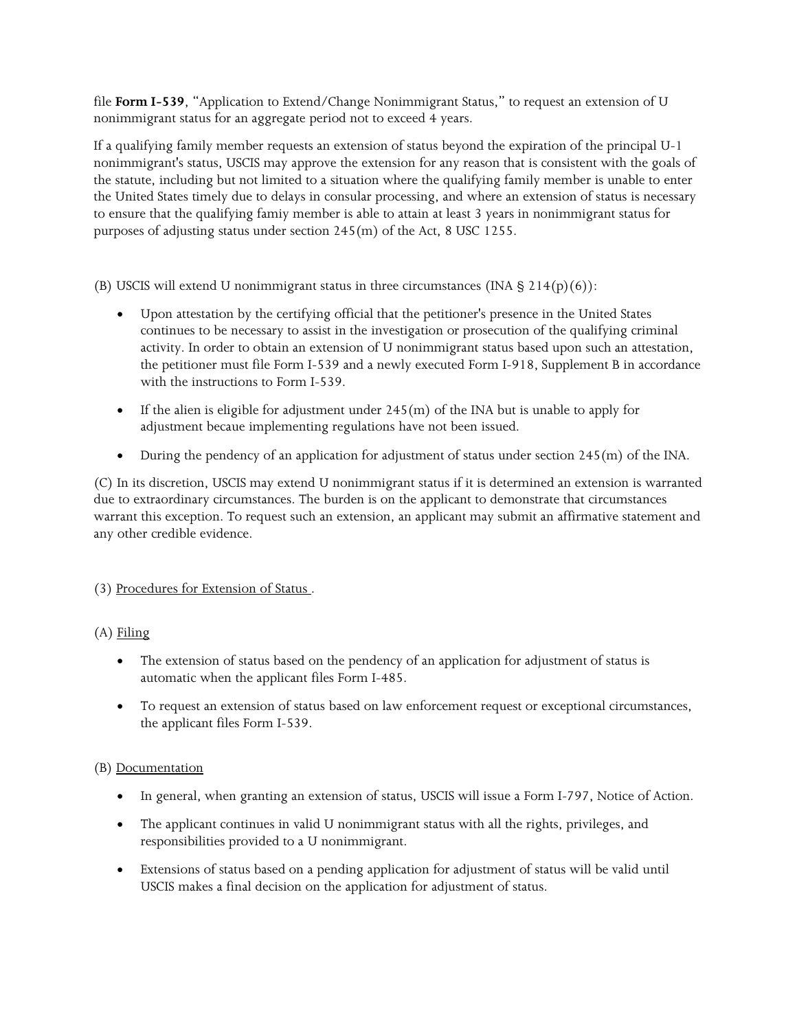file **Form I-539**, "Application to Extend/Change Nonimmigrant Status," to request an extension of U nonimmigrant status for an aggregate period not to exceed 4 years.

If a qualifying family member requests an extension of status beyond the expiration of the principal U-1 nonimmigrant's status, USCIS may approve the extension for any reason that is consistent with the goals of the statute, including but not limited to a situation where the qualifying family member is unable to enter the United States timely due to delays in consular processing, and where an extension of status is necessary to ensure that the qualifying famiy member is able to attain at least 3 years in nonimmigrant status for purposes of adjusting status under section 245(m) of the Act, 8 USC 1255.

(B) USCIS will extend U nonimmigrant status in three circumstances (INA § 214(p)(6)):

- Upon attestation by the certifying official that the petitioner's presence in the United States continues to be necessary to assist in the investigation or prosecution of the qualifying criminal activity. In order to obtain an extension of U nonimmigrant status based upon such an attestation, the petitioner must file Form I-539 and a newly executed Form I-918, Supplement B in accordance with the instructions to Form I-539.
- If the alien is eligible for adjustment under 245(m) of the INA but is unable to apply for adjustment becaue implementing regulations have not been issued.
- During the pendency of an application for adjustment of status under section 245(m) of the INA.

(C) In its discretion, USCIS may extend U nonimmigrant status if it is determined an extension is warranted due to extraordinary circumstances. The burden is on the applicant to demonstrate that circumstances warrant this exception. To request such an extension, an applicant may submit an affirmative statement and any other credible evidence.

(3) <u>Procedures for Extension of Status</u> .

(A) <u>Filing</u>

- The extension of status based on the pendency of an application for adjustment of status is automatic when the applicant files Form I-485.
- To request an extension of status based on law enforcement request or exceptional circumstances, the applicant files Form I-539.

(B) <u>Documentation</u>

- In general, when granting an extension of status, USCIS will issue a Form I-797, Notice of Action.
- The applicant continues in valid U nonimmigrant status with all the rights, privileges, and responsibilities provided to a U nonimmigrant.
- Extensions of status based on a pending application for adjustment of status will be valid until USCIS makes a final decision on the application for adjustment of status.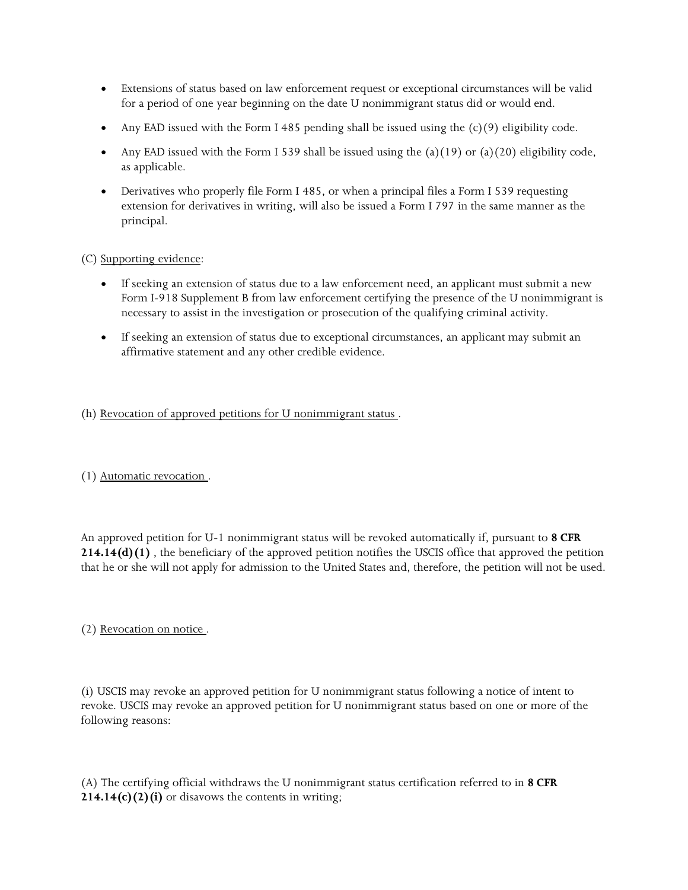- Extensions of status based on law enforcement request or exceptional circumstances will be valid for a period of one year beginning on the date U nonimmigrant status did or would end.
- Any EAD issued with the Form I 485 pending shall be issued using the (c)(9) eligibility code.
- Any EAD issued with the Form I 539 shall be issued using the (a)(19) or (a)(20) eligibility code, as applicable.
- Derivatives who properly file Form I 485, or when a principal files a Form I 539 requesting extension for derivatives in writing, will also be issued a Form I 797 in the same manner as the principal.

(C) <u>Supporting evidence</u>:

- If seeking an extension of status due to a law enforcement need, an applicant must submit a new Form I-918 Supplement B from law enforcement certifying the presence of the U nonimmigrant is necessary to assist in the investigation or prosecution of the qualifying criminal activity.
- If seeking an extension of status due to exceptional circumstances, an applicant may submit an affirmative statement and any other credible evidence.

(h) <u>Revocation of approved petitions for U nonimmigrant status</u> .

(1) <u>Automatic revocation</u> .

An approved petition for U-1 nonimmigrant status will be revoked automatically if, pursuant to **8 CFR 214.14(d)(1)** , the beneficiary of the approved petition notifies the USCIS office that approved the petition that he or she will not apply for admission to the United States and, therefore, the petition will not be used.

(2) <u>Revocation on notice</u> .

(i) USCIS may revoke an approved petition for U nonimmigrant status following a notice of intent to revoke. USCIS may revoke an approved petition for U nonimmigrant status based on one or more of the following reasons:

(A) The certifying official withdraws the U nonimmigrant status certification referred to in **8 CFR 214.14(c)(2)(i)** or disavows the contents in writing;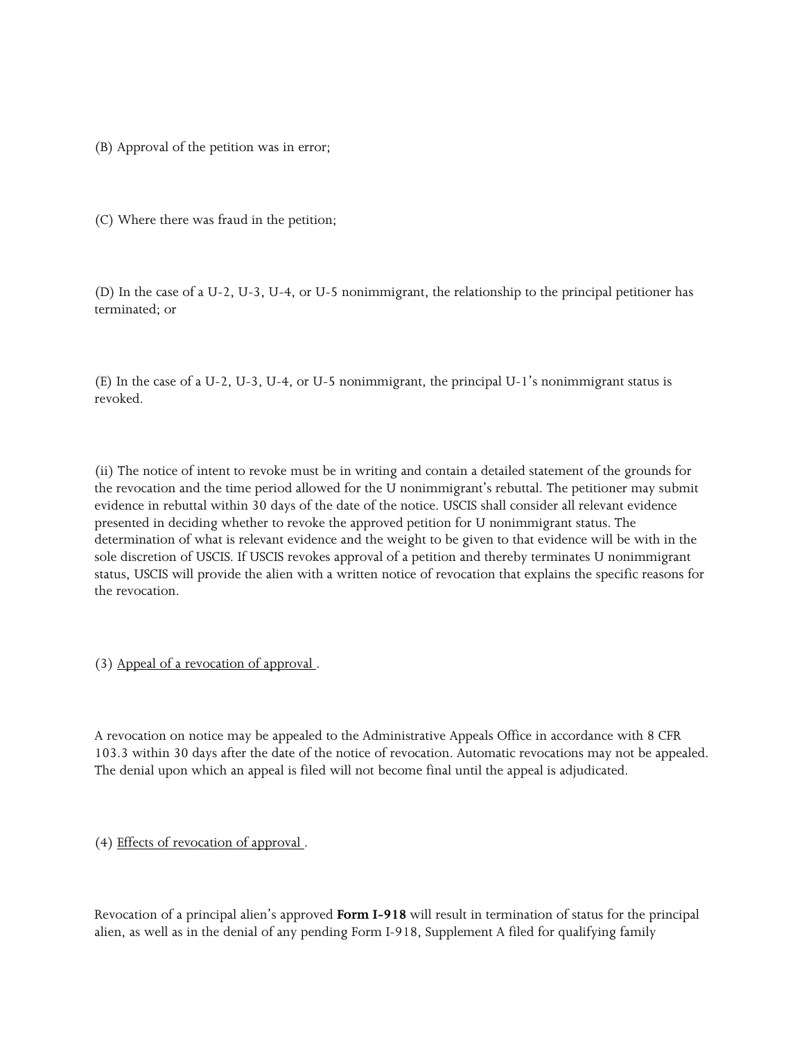(B) Approval of the petition was in error;

(C) Where there was fraud in the petition;

(D) In the case of a U-2, U-3, U-4, or U-5 nonimmigrant, the relationship to the principal petitioner has terminated; or

(E) In the case of a U-2, U-3, U-4, or U-5 nonimmigrant, the principal U-1's nonimmigrant status is revoked.

(ii) The notice of intent to revoke must be in writing and contain a detailed statement of the grounds for the revocation and the time period allowed for the U nonimmigrant's rebuttal. The petitioner may submit evidence in rebuttal within 30 days of the date of the notice. USCIS shall consider all relevant evidence presented in deciding whether to revoke the approved petition for U nonimmigrant status. The determination of what is relevant evidence and the weight to be given to that evidence will be with in the sole discretion of USCIS. If USCIS revokes approval of a petition and thereby terminates U nonimmigrant status, USCIS will provide the alien with a written notice of revocation that explains the specific reasons for the revocation.

(3) <u>Appeal of a revocation of approval</u> .

A revocation on notice may be appealed to the Administrative Appeals Office in accordance with 8 CFR 103.3 within 30 days after the date of the notice of revocation. Automatic revocations may not be appealed. The denial upon which an appeal is filed will not become final until the appeal is adjudicated.

(4) <u>Effects of revocation of approval</u> .

Revocation of a principal alien's approved **Form I-918** will result in termination of status for the principal alien, as well as in the denial of any pending Form I-918, Supplement A filed for qualifying family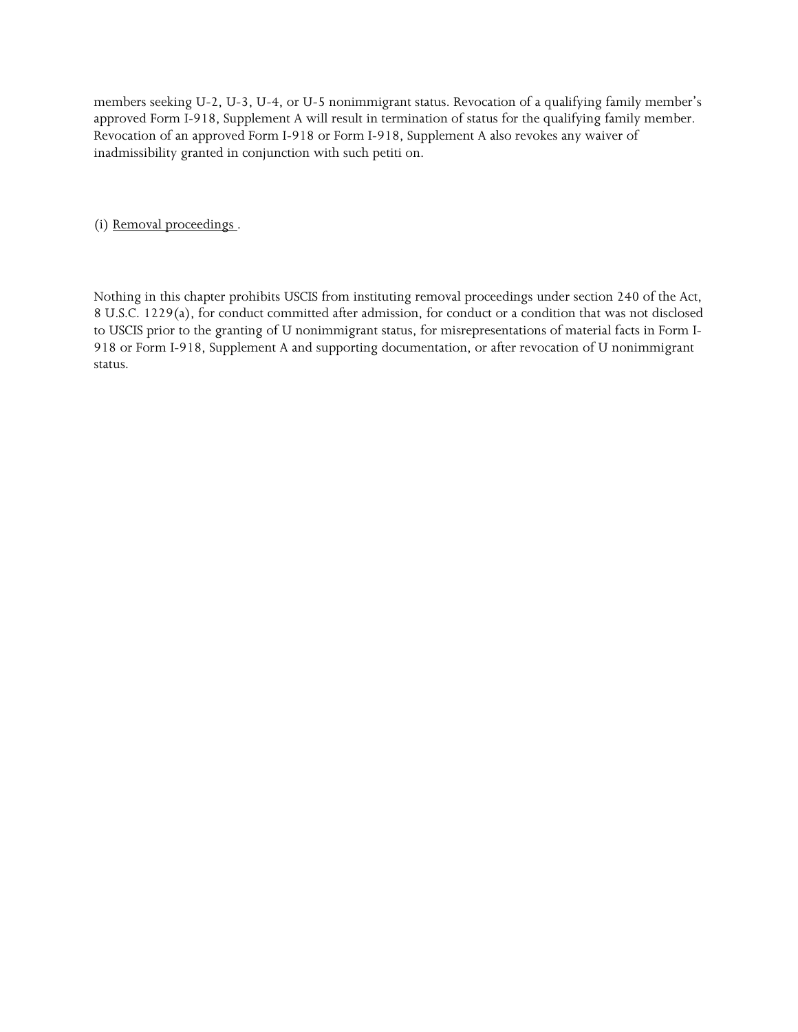members seeking U-2, U-3, U-4, or U-5 nonimmigrant status. Revocation of a qualifying family member's approved Form I-918, Supplement A will result in termination of status for the qualifying family member. Revocation of an approved Form I-918 or Form I-918, Supplement A also revokes any waiver of inadmissibility granted in conjunction with such petiti on.

(i) Removal proceedings .

Nothing in this chapter prohibits USCIS from instituting removal proceedings under section 240 of the Act, 8 U.S.C. 1229(a), for conduct committed after admission, for conduct or a condition that was not disclosed to USCIS prior to the granting of U nonimmigrant status, for misrepresentations of material facts in Form I-918 or Form I-918, Supplement A and supporting documentation, or after revocation of U nonimmigrant status.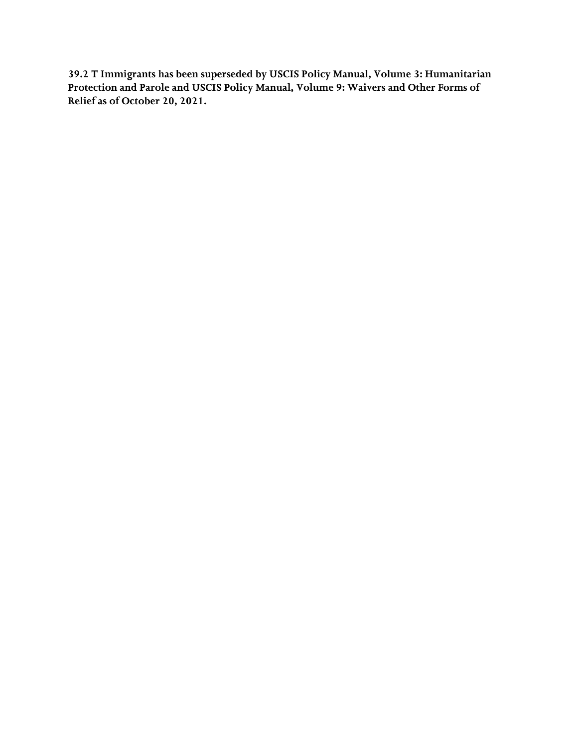**39.2 T Immigrants has been superseded by USCIS Policy Manual, Volume 3: Humanitarian Protection and Parole and USCIS Policy Manual, Volume 9: Waivers and Other Forms of Relief as of October 20, 2021.**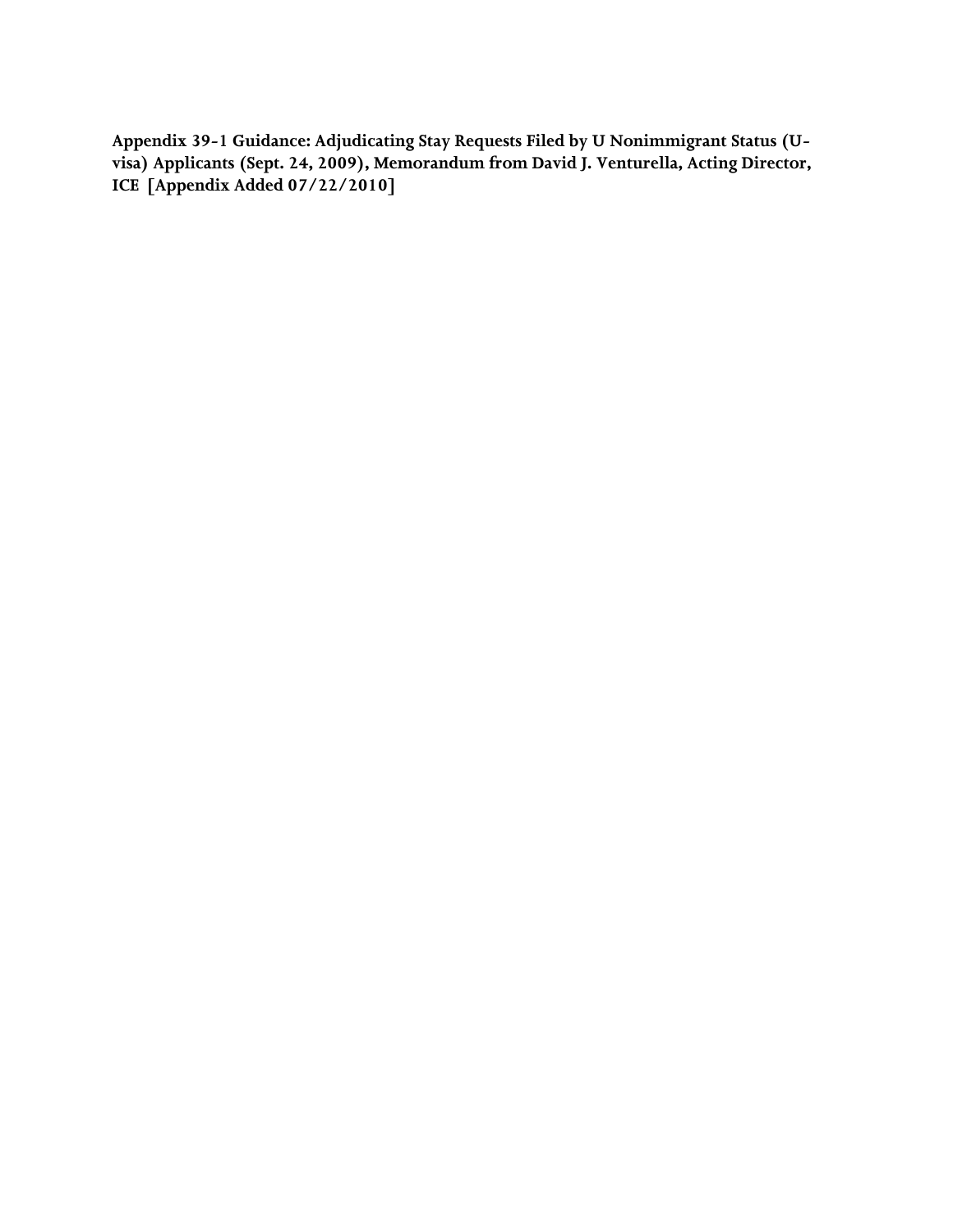**Appendix 39-1 Guidance: Adjudicating Stay Requests Filed by U Nonimmigrant Status (U-visa) Applicants (Sept. 24, 2009), Memorandum from David J. Venturella, Acting Director, ICE [Appendix Added 07/22/2010]**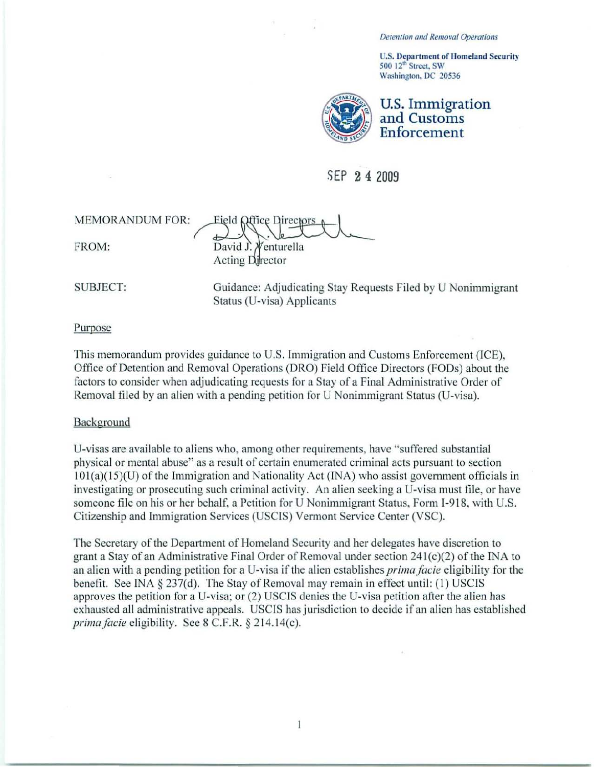*Detention and Removal Operations*

**U.S. Department of Homeland Security**
500 12th Street, SW
Washington, DC 20536

**U.S. Immigration and Customs Enforcement**

SEP 24 2009

MEMORANDUM FOR: Field Office Directors

FROM: David J. Venturella
Acting Director

SUBJECT: Guidance: Adjudicating Stay Requests Filed by U Nonimmigrant Status (U-visa) Applicants

## Purpose

This memorandum provides guidance to U.S. Immigration and Customs Enforcement (ICE), Office of Detention and Removal Operations (DRO) Field Office Directors (FODs) about the factors to consider when adjudicating requests for a Stay of a Final Administrative Order of Removal filed by an alien with a pending petition for U Nonimmigrant Status (U-visa).

## Background

U-visas are available to aliens who, among other requirements, have "suffered substantial physical or mental abuse" as a result of certain enumerated criminal acts pursuant to section 101(a)(15)(U) of the Immigration and Nationality Act (INA) who assist government officials in investigating or prosecuting such criminal activity. An alien seeking a U-visa must file, or have someone file on his or her behalf, a Petition for U Nonimmigrant Status, Form I-918, with U.S. Citizenship and Immigration Services (USCIS) Vermont Service Center (VSC).

The Secretary of the Department of Homeland Security and her delegates have discretion to grant a Stay of an Administrative Final Order of Removal under section 241(c)(2) of the INA to an alien with a pending petition for a U-visa if the alien establishes *prima facie* eligibility for the benefit. See INA § 237(d). The Stay of Removal may remain in effect until: (1) USCIS approves the petition for a U-visa; or (2) USCIS denies the U-visa petition after the alien has exhausted all administrative appeals. USCIS has jurisdiction to decide if an alien has established *prima facie* eligibility. See 8 C.F.R. § 214.14(c).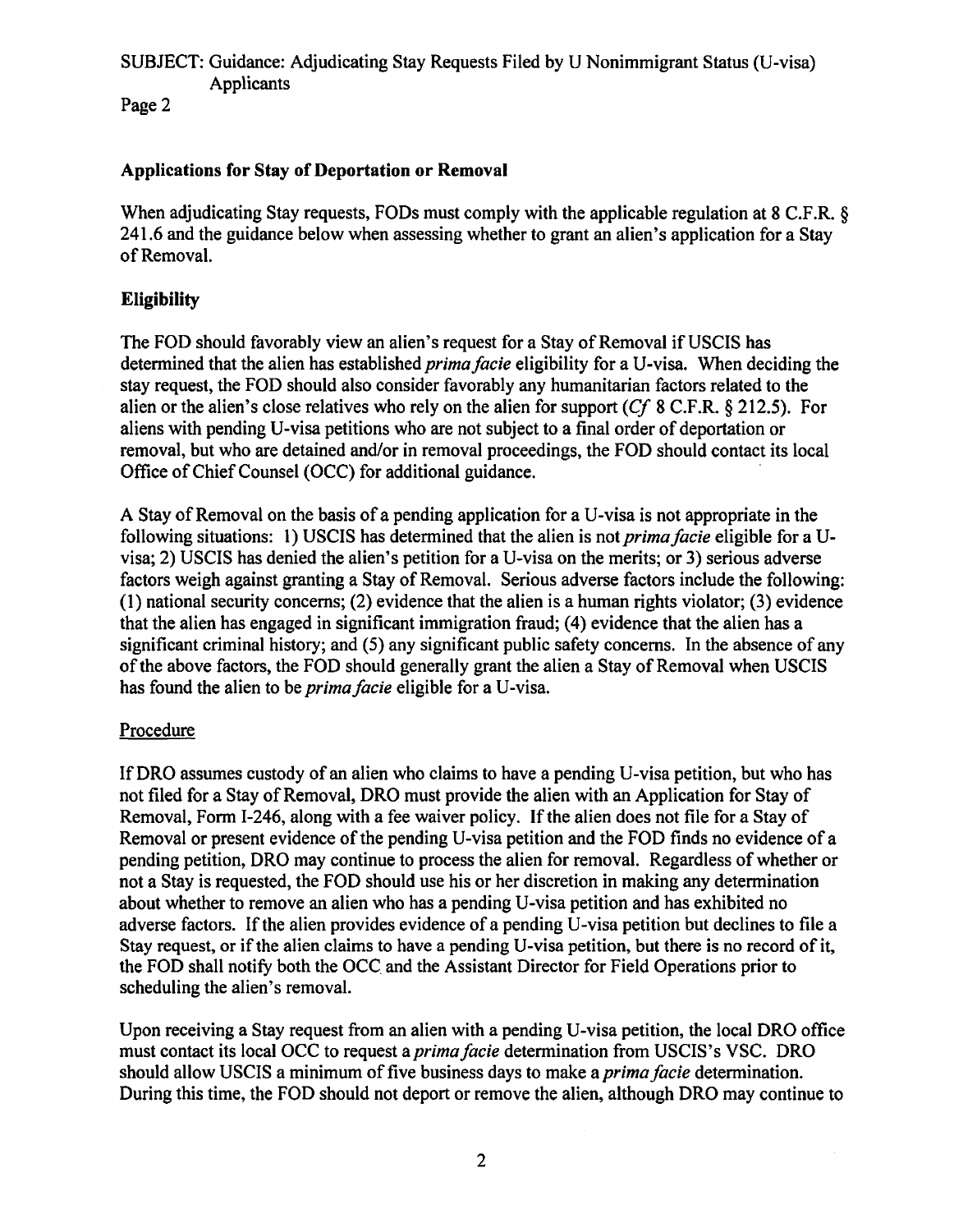## Applications for Stay of Deportation or Removal

When adjudicating Stay requests, FODs must comply with the applicable regulation at 8 C.F.R. § 241.6 and the guidance below when assessing whether to grant an alien's application for a Stay of Removal.

## Eligibility

The FOD should favorably view an alien's request for a Stay of Removal if USCIS has determined that the alien has established *prima facie* eligibility for a U-visa. When deciding the stay request, the FOD should also consider favorably any humanitarian factors related to the alien or the alien's close relatives who rely on the alien for support (*Cf* 8 C.F.R. § 212.5). For aliens with pending U-visa petitions who are not subject to a final order of deportation or removal, but who are detained and/or in removal proceedings, the FOD should contact its local Office of Chief Counsel (OCC) for additional guidance.

A Stay of Removal on the basis of a pending application for a U-visa is not appropriate in the following situations: 1) USCIS has determined that the alien is not *prima facie* eligible for a U-visa; 2) USCIS has denied the alien's petition for a U-visa on the merits; or 3) serious adverse factors weigh against granting a Stay of Removal. Serious adverse factors include the following: (1) national security concerns; (2) evidence that the alien is a human rights violator; (3) evidence that the alien has engaged in significant immigration fraud; (4) evidence that the alien has a significant criminal history; and (5) any significant public safety concerns. In the absence of any of the above factors, the FOD should generally grant the alien a Stay of Removal when USCIS has found the alien to be *prima facie* eligible for a U-visa.

### Procedure

If DRO assumes custody of an alien who claims to have a pending U-visa petition, but who has not filed for a Stay of Removal, DRO must provide the alien with an Application for Stay of Removal, Form I-246, along with a fee waiver policy. If the alien does not file for a Stay of Removal or present evidence of the pending U-visa petition and the FOD finds no evidence of a pending petition, DRO may continue to process the alien for removal. Regardless of whether or not a Stay is requested, the FOD should use his or her discretion in making any determination about whether to remove an alien who has a pending U-visa petition and has exhibited no adverse factors. If the alien provides evidence of a pending U-visa petition but declines to file a Stay request, or if the alien claims to have a pending U-visa petition, but there is no record of it, the FOD shall notify both the OCC and the Assistant Director for Field Operations prior to scheduling the alien's removal.

Upon receiving a Stay request from an alien with a pending U-visa petition, the local DRO office must contact its local OCC to request a *prima facie* determination from USCIS's VSC. DRO should allow USCIS a minimum of five business days to make a *prima facie* determination. During this time, the FOD should not deport or remove the alien, although DRO may continue to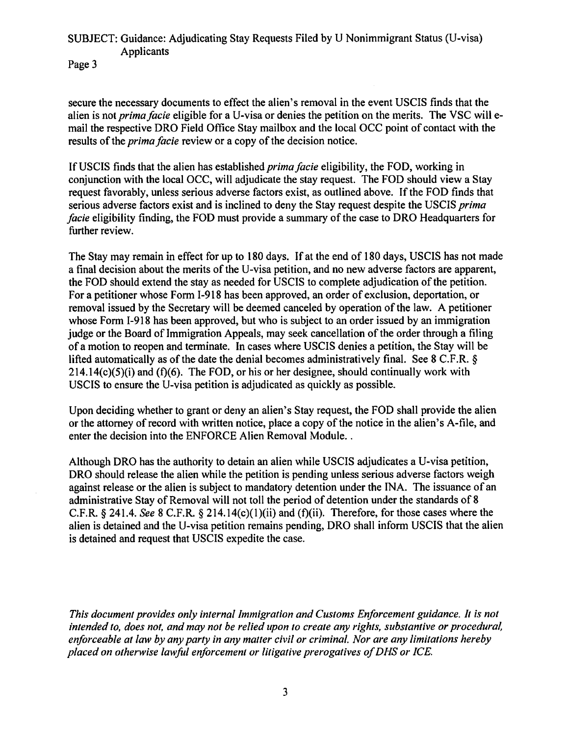secure the necessary documents to effect the alien's removal in the event USCIS finds that the alien is not *prima facie* eligible for a U-visa or denies the petition on the merits. The VSC will e-mail the respective DRO Field Office Stay mailbox and the local OCC point of contact with the results of the *prima facie* review or a copy of the decision notice.

If USCIS finds that the alien has established *prima facie* eligibility, the FOD, working in conjunction with the local OCC, will adjudicate the stay request. The FOD should view a Stay request favorably, unless serious adverse factors exist, as outlined above. If the FOD finds that serious adverse factors exist and is inclined to deny the Stay request despite the USCIS *prima facie* eligibility finding, the FOD must provide a summary of the case to DRO Headquarters for further review.

The Stay may remain in effect for up to 180 days. If at the end of 180 days, USCIS has not made a final decision about the merits of the U-visa petition, and no new adverse factors are apparent, the FOD should extend the stay as needed for USCIS to complete adjudication of the petition. For a petitioner whose Form I-918 has been approved, an order of exclusion, deportation, or removal issued by the Secretary will be deemed canceled by operation of the law. A petitioner whose Form I-918 has been approved, but who is subject to an order issued by an immigration judge or the Board of Immigration Appeals, may seek cancellation of the order through a filing of a motion to reopen and terminate. In cases where USCIS denies a petition, the Stay will be lifted automatically as of the date the denial becomes administratively final. See 8 C.F.R. § 214.14(c)(5)(i) and (f)(6). The FOD, or his or her designee, should continually work with USCIS to ensure the U-visa petition is adjudicated as quickly as possible.

Upon deciding whether to grant or deny an alien's Stay request, the FOD shall provide the alien or the attorney of record with written notice, place a copy of the notice in the alien's A-file, and enter the decision into the ENFORCE Alien Removal Module. .

Although DRO has the authority to detain an alien while USCIS adjudicates a U-visa petition, DRO should release the alien while the petition is pending unless serious adverse factors weigh against release or the alien is subject to mandatory detention under the INA. The issuance of an administrative Stay of Removal will not toll the period of detention under the standards of 8 C.F.R. § 241.4. *See* 8 C.F.R. § 214.14(c)(1)(ii) and (f)(ii). Therefore, for those cases where the alien is detained and the U-visa petition remains pending, DRO shall inform USCIS that the alien is detained and request that USCIS expedite the case.

*This document provides only internal Immigration and Customs Enforcement guidance. It is not intended to, does not, and may not be relied upon to create any rights, substantive or procedural, enforceable at law by any party in any matter civil or criminal. Nor are any limitations hereby placed on otherwise lawful enforcement or litigative prerogatives of DHS or ICE.*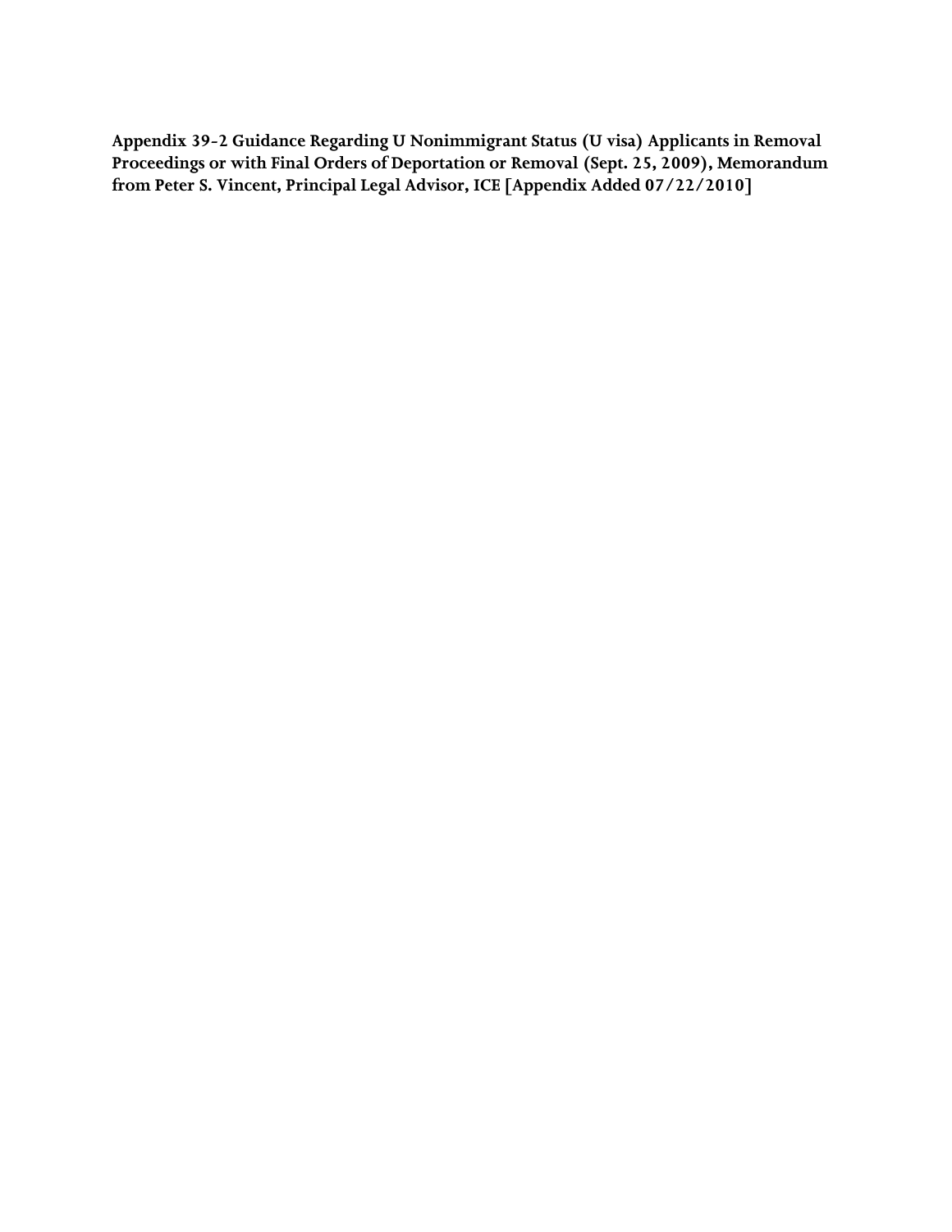**Appendix 39-2 Guidance Regarding U Nonimmigrant Status (U visa) Applicants in Removal Proceedings or with Final Orders of Deportation or Removal (Sept. 25, 2009), Memorandum from Peter S. Vincent, Principal Legal Advisor, ICE [Appendix Added 07/22/2010]**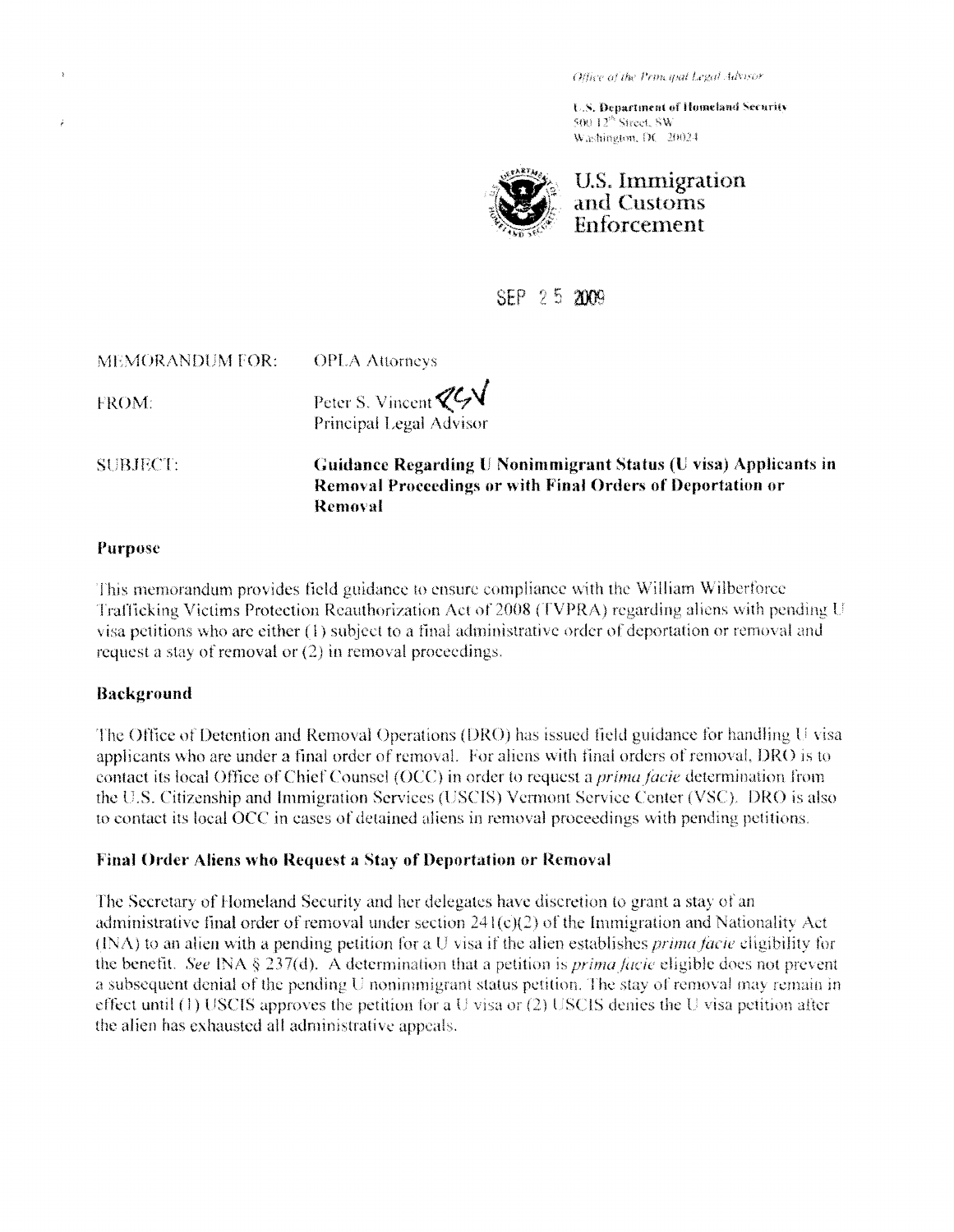Office of the Principal Legal Advisor

U.S. Department of Homeland Security
500 12[th] Street, SW
Washington, DC 20024

U.S. Immigration and Customs Enforcement

SEP 25 2009

MEMORANDUM FOR: OPLA Attorneys

FROM: Peter S. Vincent
Principal Legal Advisor

SUBJECT: **Guidance Regarding U Nonimmigrant Status (U visa) Applicants in Removal Proceedings or with Final Orders of Deportation or Removal**

## Purpose

This memorandum provides field guidance to ensure compliance with the William Wilberforce Trafficking Victims Protection Reauthorization Act of 2008 (TVPRA) regarding aliens with pending U visa petitions who are either (1) subject to a final administrative order of deportation or removal and request a stay of removal or (2) in removal proceedings.

## Background

The Office of Detention and Removal Operations (DRO) has issued field guidance for handling U visa applicants who are under a final order of removal. For aliens with final orders of removal, DRO is to contact its local Office of Chief Counsel (OCC) in order to request a *prima facie* determination from the U.S. Citizenship and Immigration Services (USCIS) Vermont Service Center (VSC). DRO is also to contact its local OCC in cases of detained aliens in removal proceedings with pending petitions.

## Final Order Aliens who Request a Stay of Deportation or Removal

The Secretary of Homeland Security and her delegates have discretion to grant a stay of an administrative final order of removal under section 241(c)(2) of the Immigration and Nationality Act (INA) to an alien with a pending petition for a U visa if the alien establishes *prima facie* eligibility for the benefit. *See* INA § 237(d). A determination that a petition is *prima facie* eligible does not prevent a subsequent denial of the pending U nonimmigrant status petition. The stay of removal may remain in effect until (1) USCIS approves the petition for a U visa or (2) USCIS denies the U visa petition after the alien has exhausted all administrative appeals.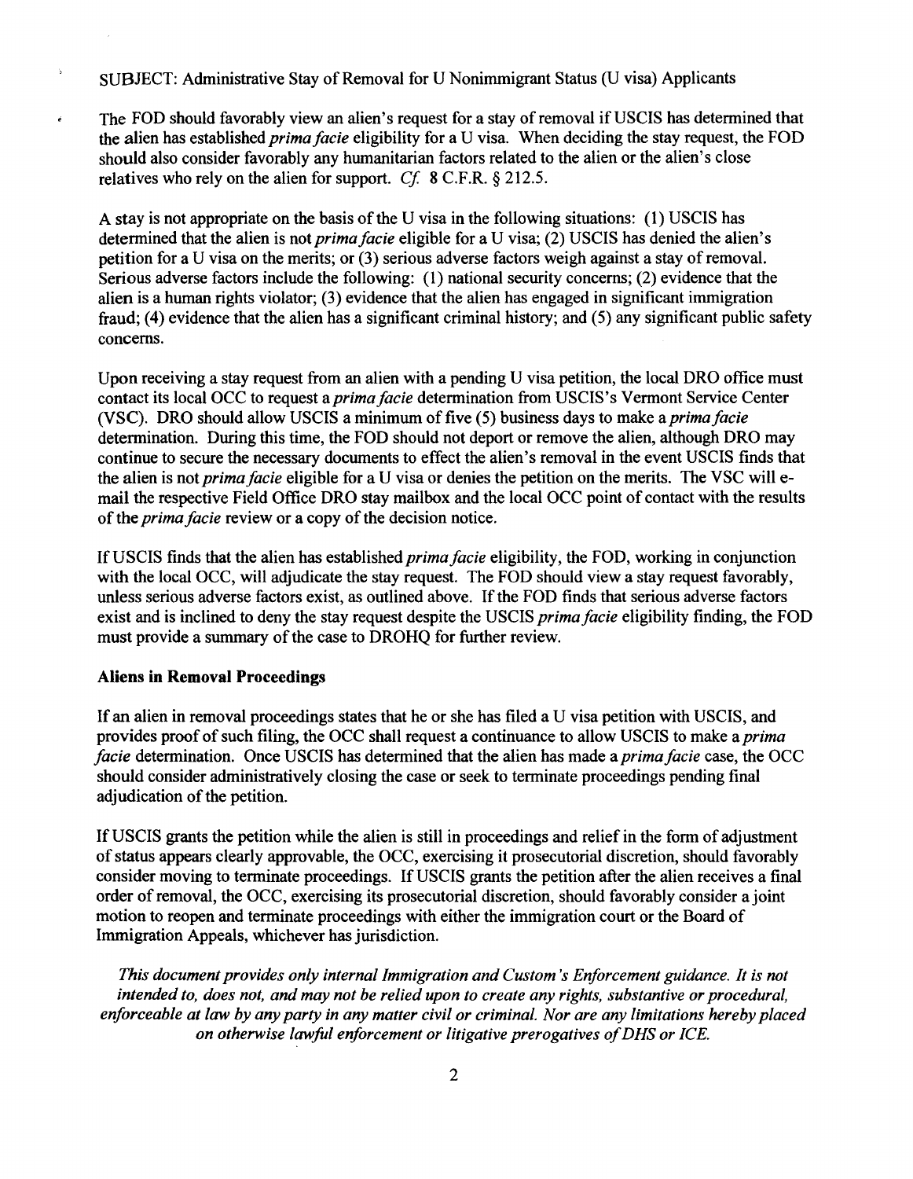SUBJECT: Administrative Stay of Removal for U Nonimmigrant Status (U visa) Applicants

The FOD should favorably view an alien's request for a stay of removal if USCIS has determined that the alien has established *prima facie* eligibility for a U visa. When deciding the stay request, the FOD should also consider favorably any humanitarian factors related to the alien or the alien's close relatives who rely on the alien for support. *Cf.* 8 C.F.R. § 212.5.

A stay is not appropriate on the basis of the U visa in the following situations: (1) USCIS has determined that the alien is not *prima facie* eligible for a U visa; (2) USCIS has denied the alien's petition for a U visa on the merits; or (3) serious adverse factors weigh against a stay of removal. Serious adverse factors include the following: (1) national security concerns; (2) evidence that the alien is a human rights violator; (3) evidence that the alien has engaged in significant immigration fraud; (4) evidence that the alien has a significant criminal history; and (5) any significant public safety concerns.

Upon receiving a stay request from an alien with a pending U visa petition, the local DRO office must contact its local OCC to request a *prima facie* determination from USCIS's Vermont Service Center (VSC). DRO should allow USCIS a minimum of five (5) business days to make a *prima facie* determination. During this time, the FOD should not deport or remove the alien, although DRO may continue to secure the necessary documents to effect the alien's removal in the event USCIS finds that the alien is not *prima facie* eligible for a U visa or denies the petition on the merits. The VSC will e-mail the respective Field Office DRO stay mailbox and the local OCC point of contact with the results of the *prima facie* review or a copy of the decision notice.

If USCIS finds that the alien has established *prima facie* eligibility, the FOD, working in conjunction with the local OCC, will adjudicate the stay request. The FOD should view a stay request favorably, unless serious adverse factors exist, as outlined above. If the FOD finds that serious adverse factors exist and is inclined to deny the stay request despite the USCIS *prima facie* eligibility finding, the FOD must provide a summary of the case to DROHQ for further review.

**Aliens in Removal Proceedings**

If an alien in removal proceedings states that he or she has filed a U visa petition with USCIS, and provides proof of such filing, the OCC shall request a continuance to allow USCIS to make a *prima facie* determination. Once USCIS has determined that the alien has made a *prima facie* case, the OCC should consider administratively closing the case or seek to terminate proceedings pending final adjudication of the petition.

If USCIS grants the petition while the alien is still in proceedings and relief in the form of adjustment of status appears clearly approvable, the OCC, exercising it prosecutorial discretion, should favorably consider moving to terminate proceedings. If USCIS grants the petition after the alien receives a final order of removal, the OCC, exercising its prosecutorial discretion, should favorably consider a joint motion to reopen and terminate proceedings with either the immigration court or the Board of Immigration Appeals, whichever has jurisdiction.

*This document provides only internal Immigration and Custom's Enforcement guidance. It is not intended to, does not, and may not be relied upon to create any rights, substantive or procedural, enforceable at law by any party in any matter civil or criminal. Nor are any limitations hereby placed on otherwise lawful enforcement or litigative prerogatives of DHS or ICE.*